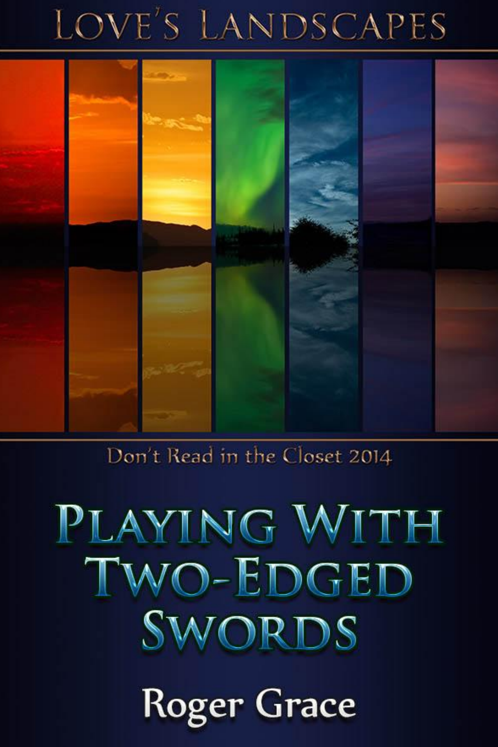# Love's Landscapes

Don't Read in the Closet 2014

# Playing With Two-Edged Swords

Roger Grace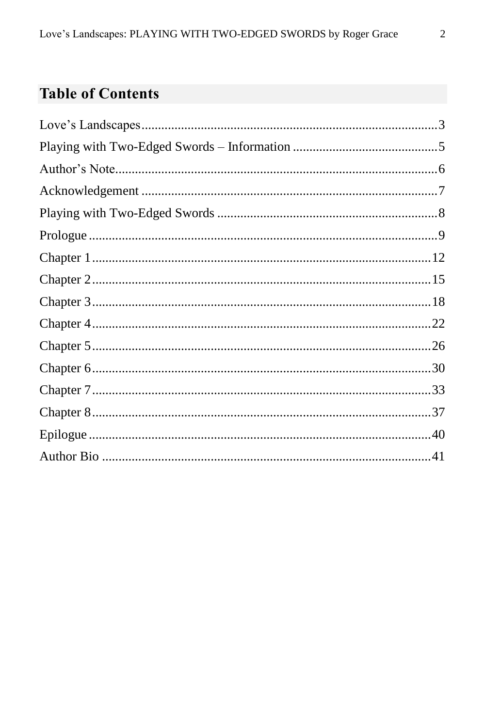## Table of Contents

Love's Landscapes........................................................................................3
Playing with Two-Edged Swords – Information ............................................5
Author's Note...............................................................................................6
Acknowledgement ........................................................................................7
Playing with Two-Edged Swords ..................................................................8
Prologue .......................................................................................................9
Chapter 1.....................................................................................................12
Chapter 2.....................................................................................................15
Chapter 3.....................................................................................................18
Chapter 4.....................................................................................................22
Chapter 5.....................................................................................................26
Chapter 6.....................................................................................................30
Chapter 7.....................................................................................................33
Chapter 8.....................................................................................................37
Epilogue ......................................................................................................40
Author Bio ...................................................................................................41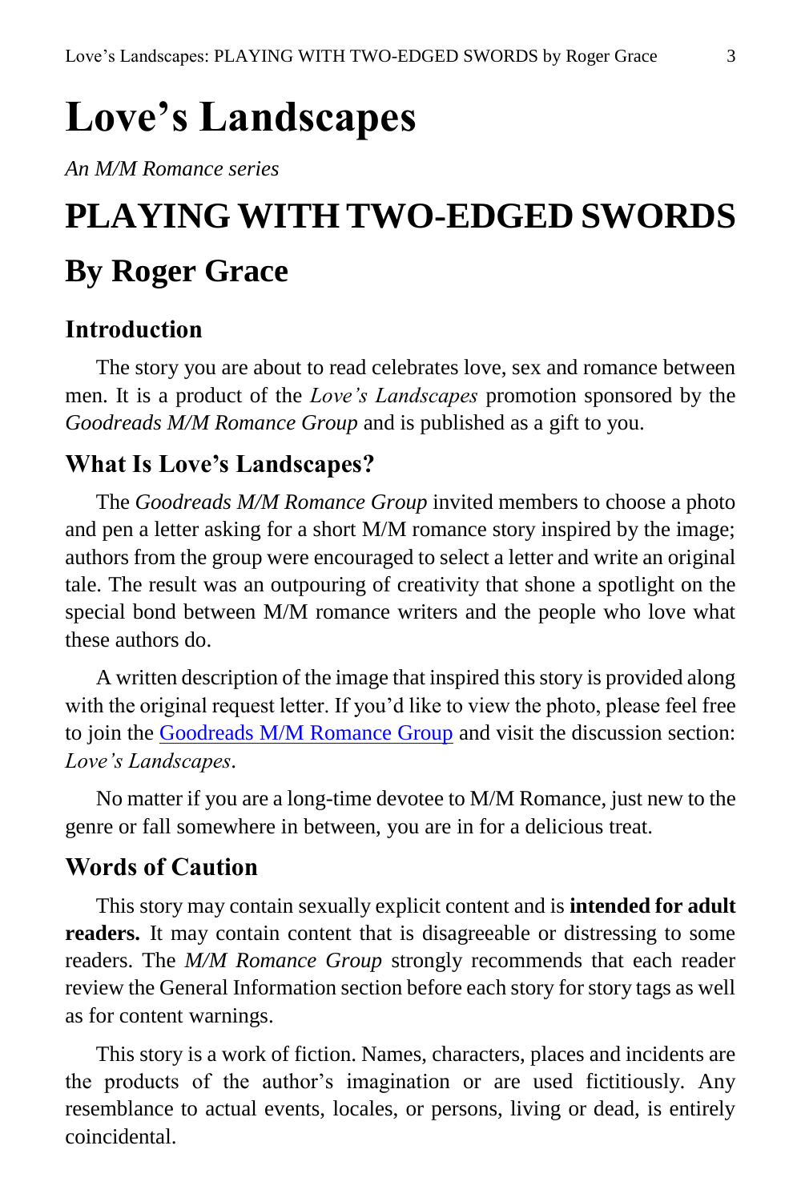# Love's Landscapes

*An M/M Romance series*

# PLAYING WITH TWO-EDGED SWORDS

## By Roger Grace

### Introduction

The story you are about to read celebrates love, sex and romance between men. It is a product of the *Love's Landscapes* promotion sponsored by the *Goodreads M/M Romance Group* and is published as a gift to you.

### What Is Love's Landscapes?

The *Goodreads M/M Romance Group* invited members to choose a photo and pen a letter asking for a short M/M romance story inspired by the image; authors from the group were encouraged to select a letter and write an original tale. The result was an outpouring of creativity that shone a spotlight on the special bond between M/M romance writers and the people who love what these authors do.

A written description of the image that inspired this story is provided along with the original request letter. If you'd like to view the photo, please feel free to join the Goodreads M/M Romance Group and visit the discussion section: *Love's Landscapes*.

No matter if you are a long-time devotee to M/M Romance, just new to the genre or fall somewhere in between, you are in for a delicious treat.

### Words of Caution

This story may contain sexually explicit content and is **intended for adult readers.** It may contain content that is disagreeable or distressing to some readers. The *M/M Romance Group* strongly recommends that each reader review the General Information section before each story for story tags as well as for content warnings.

This story is a work of fiction. Names, characters, places and incidents are the products of the author's imagination or are used fictitiously. Any resemblance to actual events, locales, or persons, living or dead, is entirely coincidental.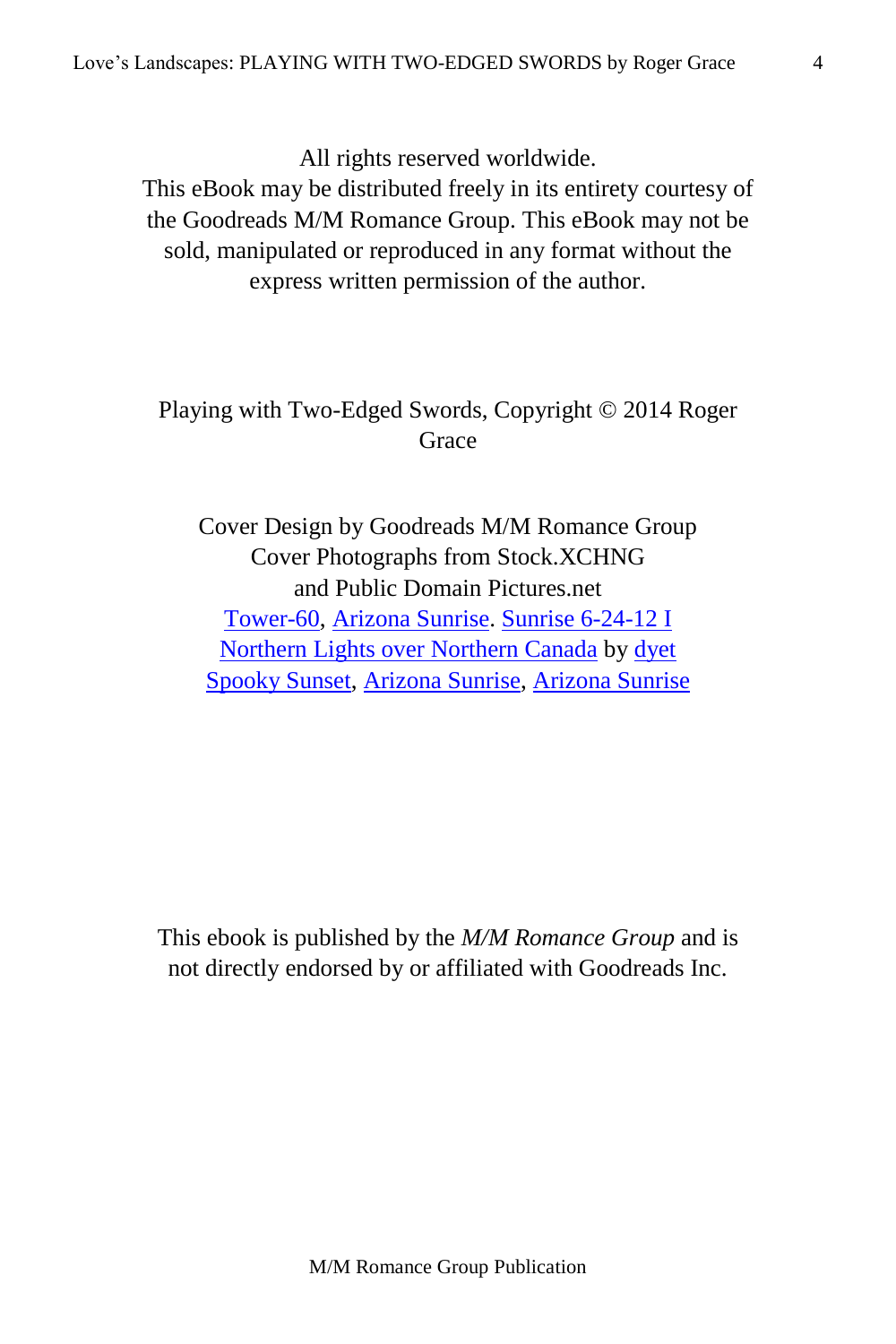All rights reserved worldwide.
This eBook may be distributed freely in its entirety courtesy of the Goodreads M/M Romance Group. This eBook may not be sold, manipulated or reproduced in any format without the express written permission of the author.

Playing with Two-Edged Swords, Copyright © 2014 Roger Grace

Cover Design by Goodreads M/M Romance Group
Cover Photographs from Stock.XCHNG
and Public Domain Pictures.net
Tower-60, Arizona Sunrise. Sunrise 6-24-12 I
Northern Lights over Northern Canada by dyet
Spooky Sunset, Arizona Sunrise, Arizona Sunrise

This ebook is published by the *M/M Romance Group* and is not directly endorsed by or affiliated with Goodreads Inc.

M/M Romance Group Publication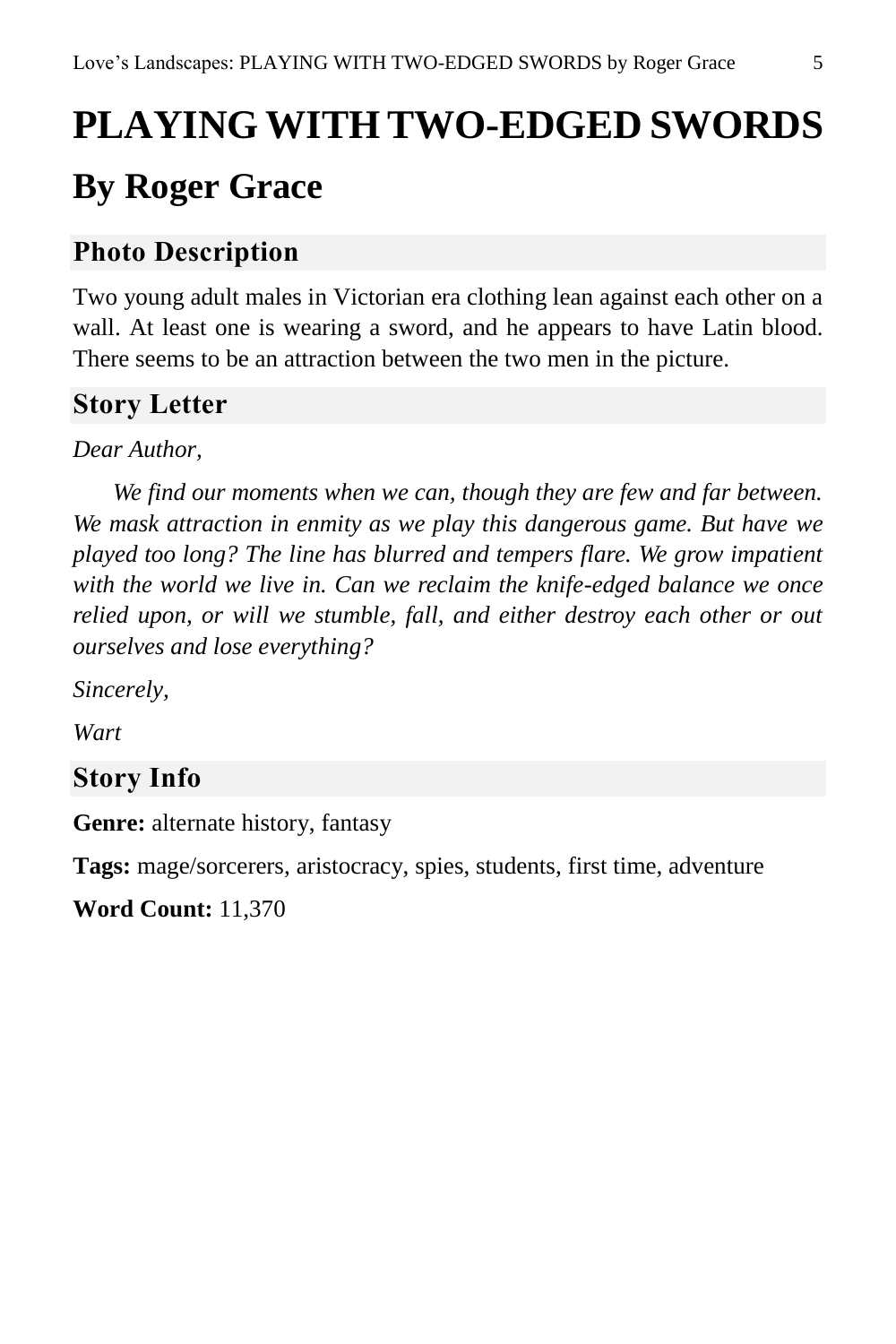# PLAYING WITH TWO-EDGED SWORDS

## By Roger Grace

### Photo Description

Two young adult males in Victorian era clothing lean against each other on a wall. At least one is wearing a sword, and he appears to have Latin blood. There seems to be an attraction between the two men in the picture.

### Story Letter

*Dear Author,*

*We find our moments when we can, though they are few and far between. We mask attraction in enmity as we play this dangerous game. But have we played too long? The line has blurred and tempers flare. We grow impatient with the world we live in. Can we reclaim the knife-edged balance we once relied upon, or will we stumble, fall, and either destroy each other or out ourselves and lose everything?*

*Sincerely,*

*Wart*

### Story Info

**Genre:** alternate history, fantasy

**Tags:** mage/sorcerers, aristocracy, spies, students, first time, adventure

**Word Count:** 11,370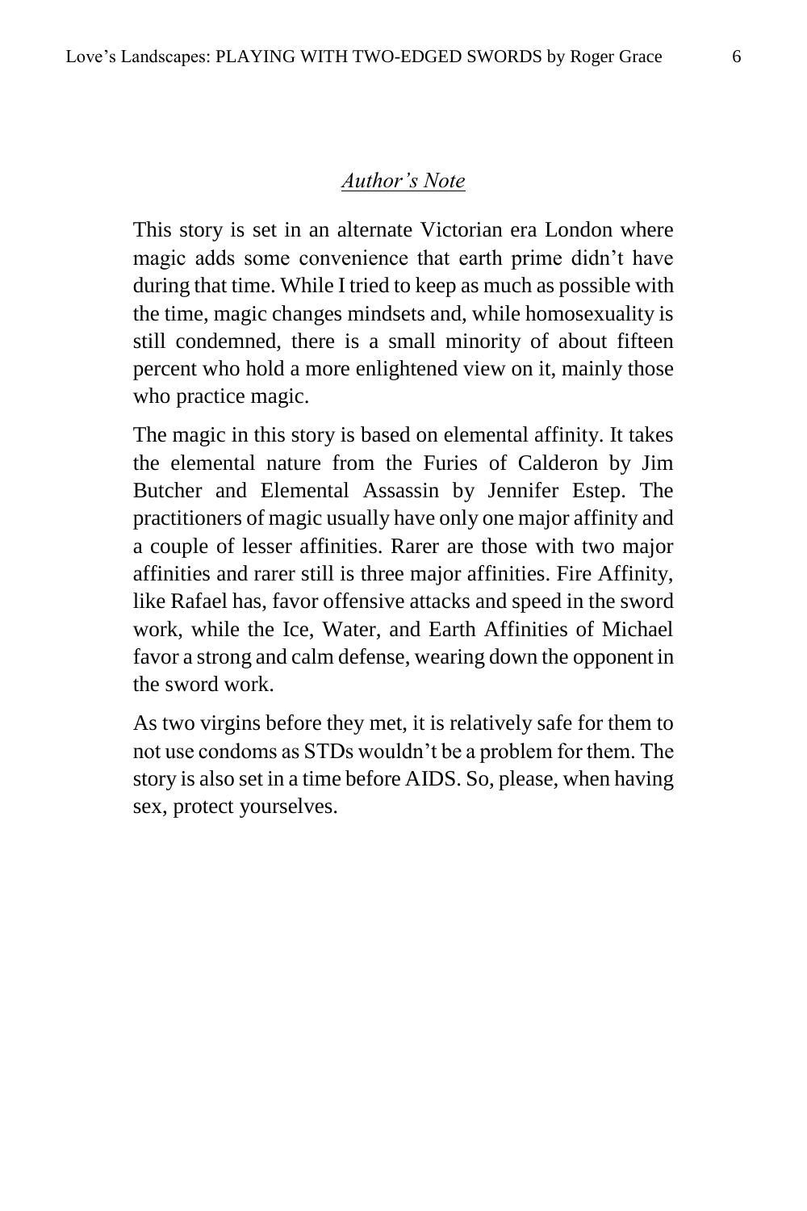## *Author's Note*

This story is set in an alternate Victorian era London where magic adds some convenience that earth prime didn't have during that time. While I tried to keep as much as possible with the time, magic changes mindsets and, while homosexuality is still condemned, there is a small minority of about fifteen percent who hold a more enlightened view on it, mainly those who practice magic.

The magic in this story is based on elemental affinity. It takes the elemental nature from the Furies of Calderon by Jim Butcher and Elemental Assassin by Jennifer Estep. The practitioners of magic usually have only one major affinity and a couple of lesser affinities. Rarer are those with two major affinities and rarer still is three major affinities. Fire Affinity, like Rafael has, favor offensive attacks and speed in the sword work, while the Ice, Water, and Earth Affinities of Michael favor a strong and calm defense, wearing down the opponent in the sword work.

As two virgins before they met, it is relatively safe for them to not use condoms as STDs wouldn't be a problem for them. The story is also set in a time before AIDS. So, please, when having sex, protect yourselves.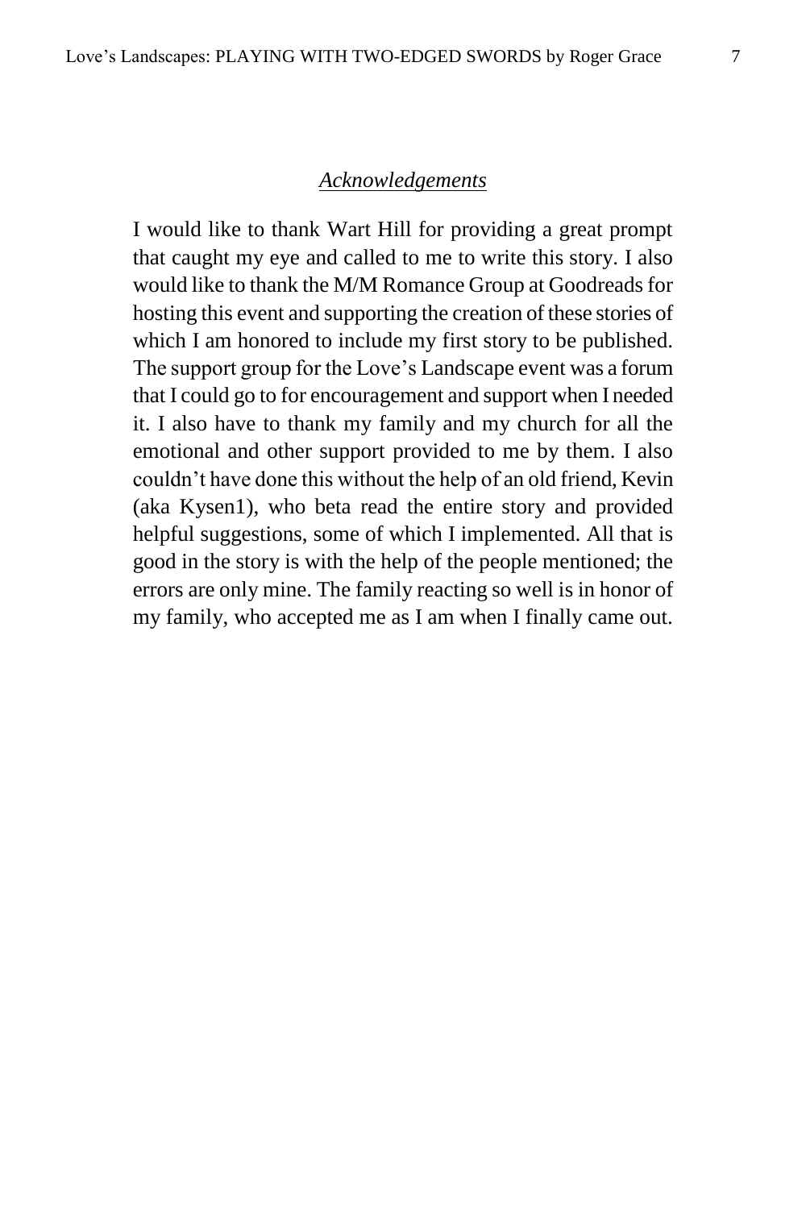## *Acknowledgements*

I would like to thank Wart Hill for providing a great prompt that caught my eye and called to me to write this story. I also would like to thank the M/M Romance Group at Goodreads for hosting this event and supporting the creation of these stories of which I am honored to include my first story to be published. The support group for the Love's Landscape event was a forum that I could go to for encouragement and support when I needed it. I also have to thank my family and my church for all the emotional and other support provided to me by them. I also couldn't have done this without the help of an old friend, Kevin (aka Kysen1), who beta read the entire story and provided helpful suggestions, some of which I implemented. All that is good in the story is with the help of the people mentioned; the errors are only mine. The family reacting so well is in honor of my family, who accepted me as I am when I finally came out.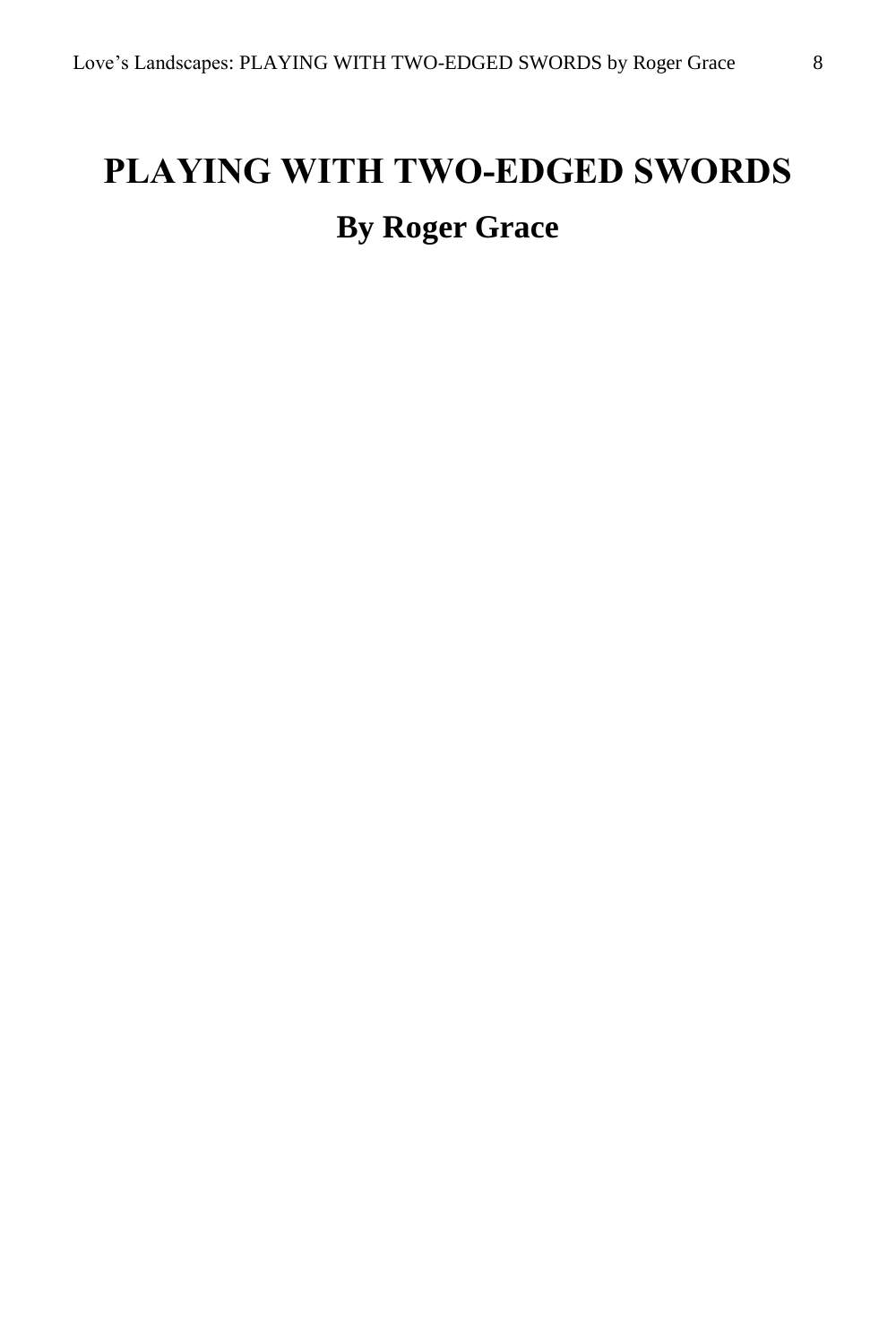# PLAYING WITH TWO-EDGED SWORDS

## By Roger Grace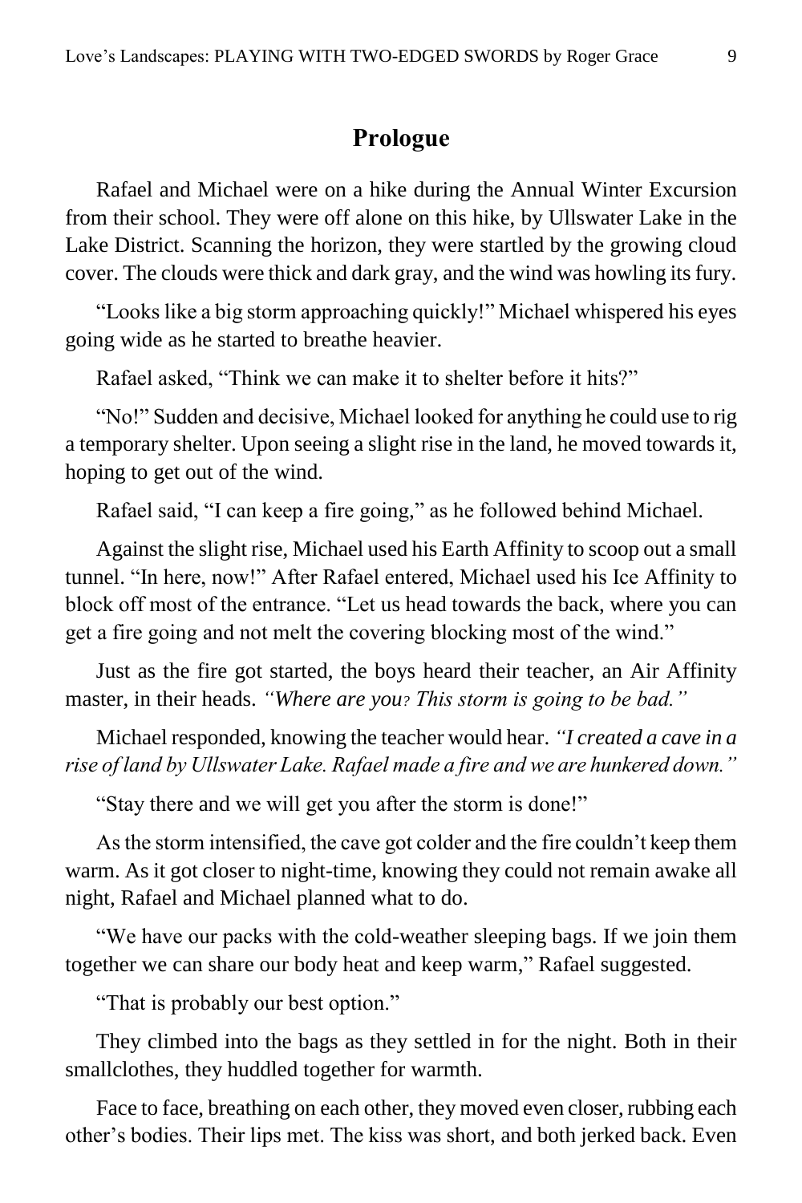## Prologue

Rafael and Michael were on a hike during the Annual Winter Excursion from their school. They were off alone on this hike, by Ullswater Lake in the Lake District. Scanning the horizon, they were startled by the growing cloud cover. The clouds were thick and dark gray, and the wind was howling its fury.

"Looks like a big storm approaching quickly!" Michael whispered his eyes going wide as he started to breathe heavier.

Rafael asked, "Think we can make it to shelter before it hits?"

"No!" Sudden and decisive, Michael looked for anything he could use to rig a temporary shelter. Upon seeing a slight rise in the land, he moved towards it, hoping to get out of the wind.

Rafael said, "I can keep a fire going," as he followed behind Michael.

Against the slight rise, Michael used his Earth Affinity to scoop out a small tunnel. "In here, now!" After Rafael entered, Michael used his Ice Affinity to block off most of the entrance. "Let us head towards the back, where you can get a fire going and not melt the covering blocking most of the wind."

Just as the fire got started, the boys heard their teacher, an Air Affinity master, in their heads. *"Where are you? This storm is going to be bad."*

Michael responded, knowing the teacher would hear. *"I created a cave in a rise of land by Ullswater Lake. Rafael made a fire and we are hunkered down."*

"Stay there and we will get you after the storm is done!"

As the storm intensified, the cave got colder and the fire couldn't keep them warm. As it got closer to night-time, knowing they could not remain awake all night, Rafael and Michael planned what to do.

"We have our packs with the cold-weather sleeping bags. If we join them together we can share our body heat and keep warm," Rafael suggested.

"That is probably our best option."

They climbed into the bags as they settled in for the night. Both in their smallclothes, they huddled together for warmth.

Face to face, breathing on each other, they moved even closer, rubbing each other's bodies. Their lips met. The kiss was short, and both jerked back. Even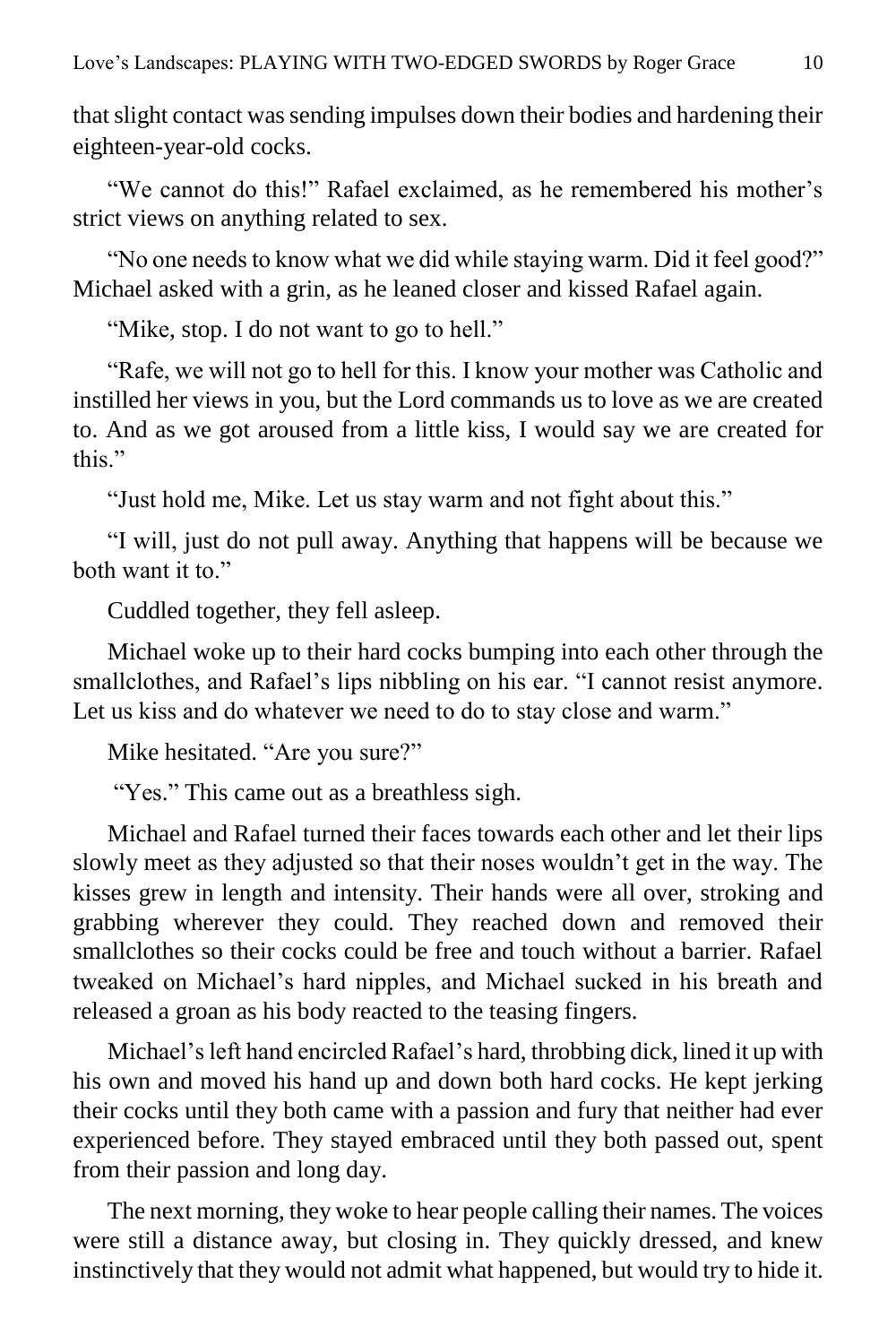that slight contact was sending impulses down their bodies and hardening their eighteen-year-old cocks.

"We cannot do this!" Rafael exclaimed, as he remembered his mother's strict views on anything related to sex.

"No one needs to know what we did while staying warm. Did it feel good?" Michael asked with a grin, as he leaned closer and kissed Rafael again.

"Mike, stop. I do not want to go to hell."

"Rafe, we will not go to hell for this. I know your mother was Catholic and instilled her views in you, but the Lord commands us to love as we are created to. And as we got aroused from a little kiss, I would say we are created for this."

"Just hold me, Mike. Let us stay warm and not fight about this."

"I will, just do not pull away. Anything that happens will be because we both want it to."

Cuddled together, they fell asleep.

Michael woke up to their hard cocks bumping into each other through the smallclothes, and Rafael's lips nibbling on his ear. "I cannot resist anymore. Let us kiss and do whatever we need to do to stay close and warm."

Mike hesitated. "Are you sure?"

"Yes." This came out as a breathless sigh.

Michael and Rafael turned their faces towards each other and let their lips slowly meet as they adjusted so that their noses wouldn't get in the way. The kisses grew in length and intensity. Their hands were all over, stroking and grabbing wherever they could. They reached down and removed their smallclothes so their cocks could be free and touch without a barrier. Rafael tweaked on Michael's hard nipples, and Michael sucked in his breath and released a groan as his body reacted to the teasing fingers.

Michael's left hand encircled Rafael's hard, throbbing dick, lined it up with his own and moved his hand up and down both hard cocks. He kept jerking their cocks until they both came with a passion and fury that neither had ever experienced before. They stayed embraced until they both passed out, spent from their passion and long day.

The next morning, they woke to hear people calling their names. The voices were still a distance away, but closing in. They quickly dressed, and knew instinctively that they would not admit what happened, but would try to hide it.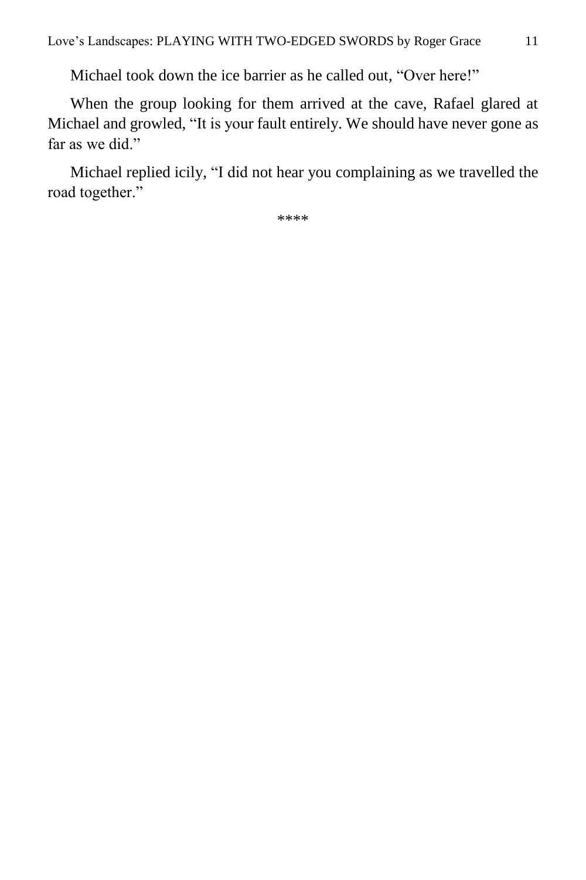Michael took down the ice barrier as he called out, “Over here!”

When the group looking for them arrived at the cave, Rafael glared at Michael and growled, “It is your fault entirely. We should have never gone as far as we did.”

Michael replied icily, “I did not hear you complaining as we travelled the road together.”

****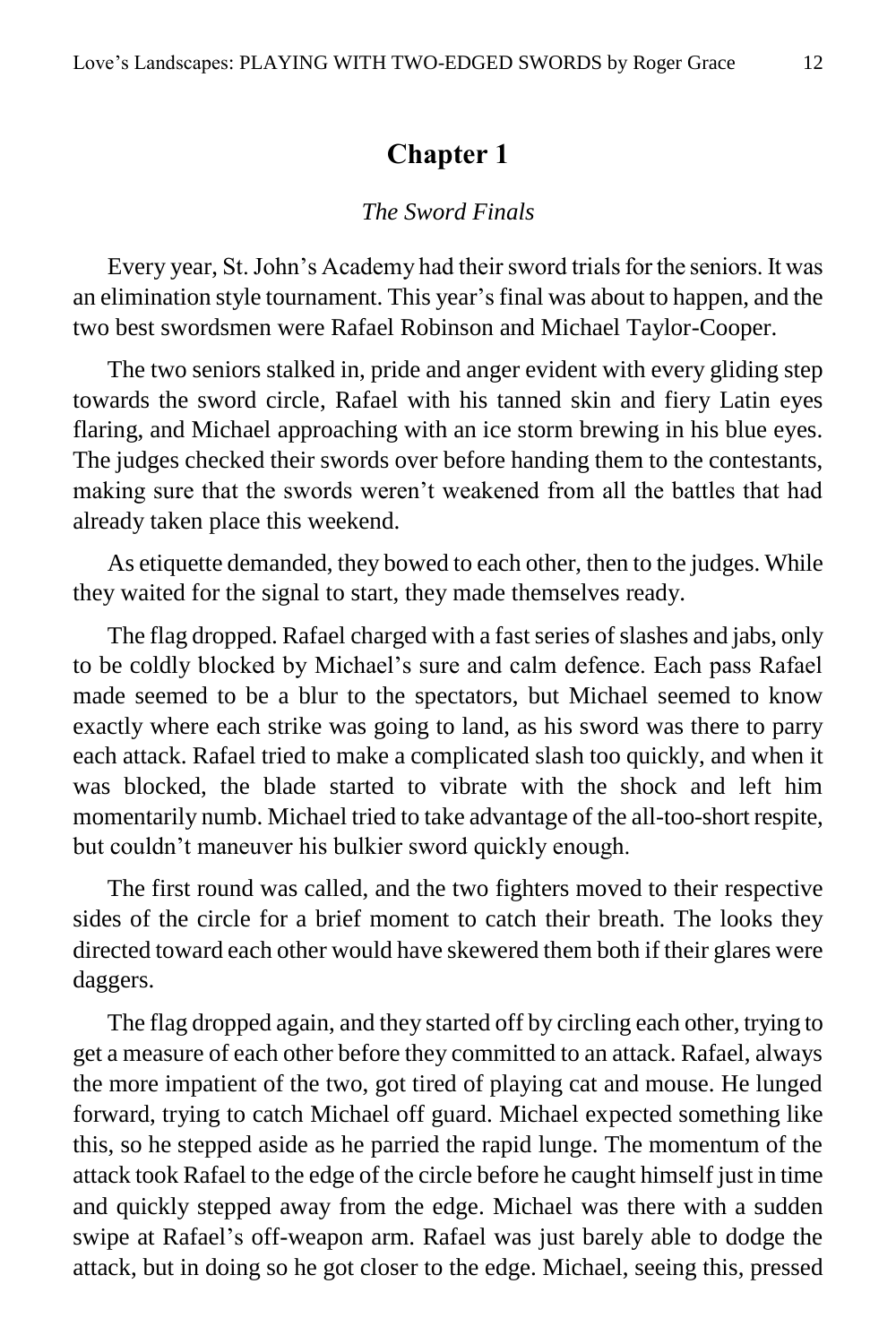# Chapter 1

*The Sword Finals*

Every year, St. John's Academy had their sword trials for the seniors. It was an elimination style tournament. This year's final was about to happen, and the two best swordsmen were Rafael Robinson and Michael Taylor-Cooper.

The two seniors stalked in, pride and anger evident with every gliding step towards the sword circle, Rafael with his tanned skin and fiery Latin eyes flaring, and Michael approaching with an ice storm brewing in his blue eyes. The judges checked their swords over before handing them to the contestants, making sure that the swords weren't weakened from all the battles that had already taken place this weekend.

As etiquette demanded, they bowed to each other, then to the judges. While they waited for the signal to start, they made themselves ready.

The flag dropped. Rafael charged with a fast series of slashes and jabs, only to be coldly blocked by Michael's sure and calm defence. Each pass Rafael made seemed to be a blur to the spectators, but Michael seemed to know exactly where each strike was going to land, as his sword was there to parry each attack. Rafael tried to make a complicated slash too quickly, and when it was blocked, the blade started to vibrate with the shock and left him momentarily numb. Michael tried to take advantage of the all-too-short respite, but couldn't maneuver his bulkier sword quickly enough.

The first round was called, and the two fighters moved to their respective sides of the circle for a brief moment to catch their breath. The looks they directed toward each other would have skewered them both if their glares were daggers.

The flag dropped again, and they started off by circling each other, trying to get a measure of each other before they committed to an attack. Rafael, always the more impatient of the two, got tired of playing cat and mouse. He lunged forward, trying to catch Michael off guard. Michael expected something like this, so he stepped aside as he parried the rapid lunge. The momentum of the attack took Rafael to the edge of the circle before he caught himself just in time and quickly stepped away from the edge. Michael was there with a sudden swipe at Rafael's off-weapon arm. Rafael was just barely able to dodge the attack, but in doing so he got closer to the edge. Michael, seeing this, pressed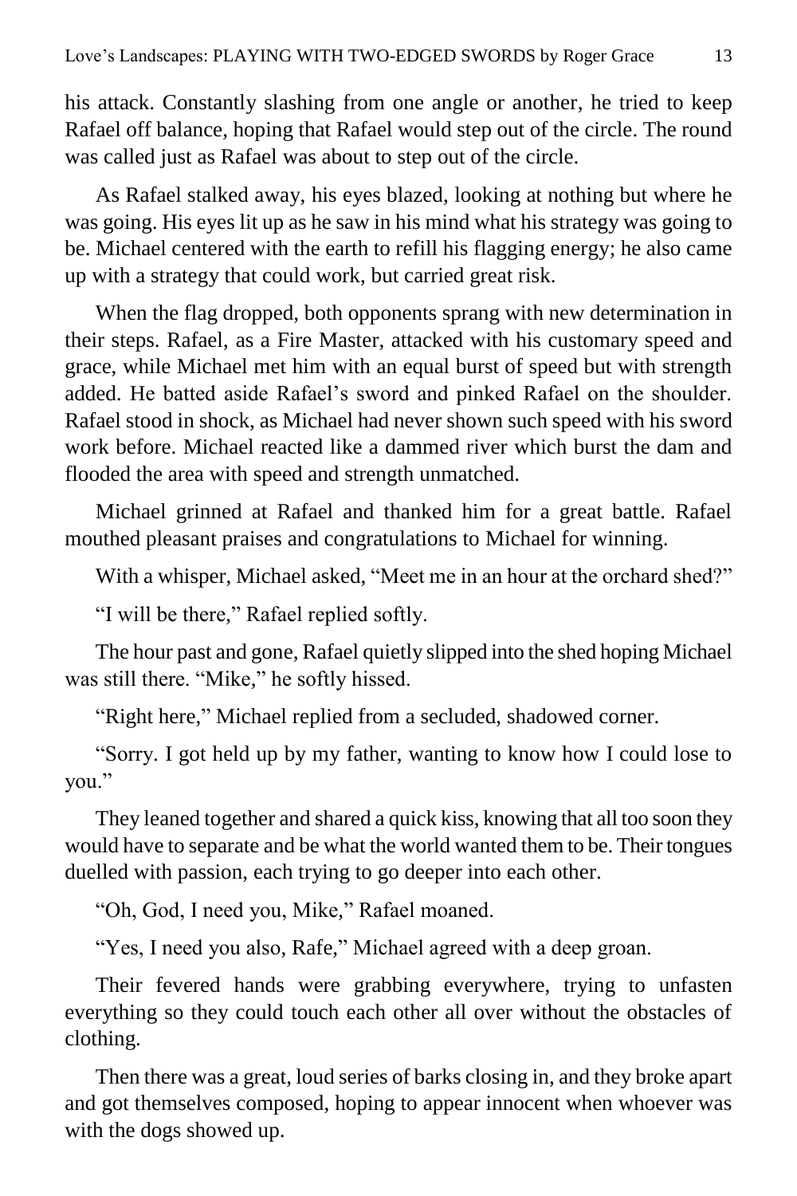his attack. Constantly slashing from one angle or another, he tried to keep Rafael off balance, hoping that Rafael would step out of the circle. The round was called just as Rafael was about to step out of the circle.

As Rafael stalked away, his eyes blazed, looking at nothing but where he was going. His eyes lit up as he saw in his mind what his strategy was going to be. Michael centered with the earth to refill his flagging energy; he also came up with a strategy that could work, but carried great risk.

When the flag dropped, both opponents sprang with new determination in their steps. Rafael, as a Fire Master, attacked with his customary speed and grace, while Michael met him with an equal burst of speed but with strength added. He batted aside Rafael's sword and pinked Rafael on the shoulder. Rafael stood in shock, as Michael had never shown such speed with his sword work before. Michael reacted like a dammed river which burst the dam and flooded the area with speed and strength unmatched.

Michael grinned at Rafael and thanked him for a great battle. Rafael mouthed pleasant praises and congratulations to Michael for winning.

With a whisper, Michael asked, "Meet me in an hour at the orchard shed?"

"I will be there," Rafael replied softly.

The hour past and gone, Rafael quietly slipped into the shed hoping Michael was still there. "Mike," he softly hissed.

"Right here," Michael replied from a secluded, shadowed corner.

"Sorry. I got held up by my father, wanting to know how I could lose to you."

They leaned together and shared a quick kiss, knowing that all too soon they would have to separate and be what the world wanted them to be. Their tongues duelled with passion, each trying to go deeper into each other.

"Oh, God, I need you, Mike," Rafael moaned.

"Yes, I need you also, Rafe," Michael agreed with a deep groan.

Their fevered hands were grabbing everywhere, trying to unfasten everything so they could touch each other all over without the obstacles of clothing.

Then there was a great, loud series of barks closing in, and they broke apart and got themselves composed, hoping to appear innocent when whoever was with the dogs showed up.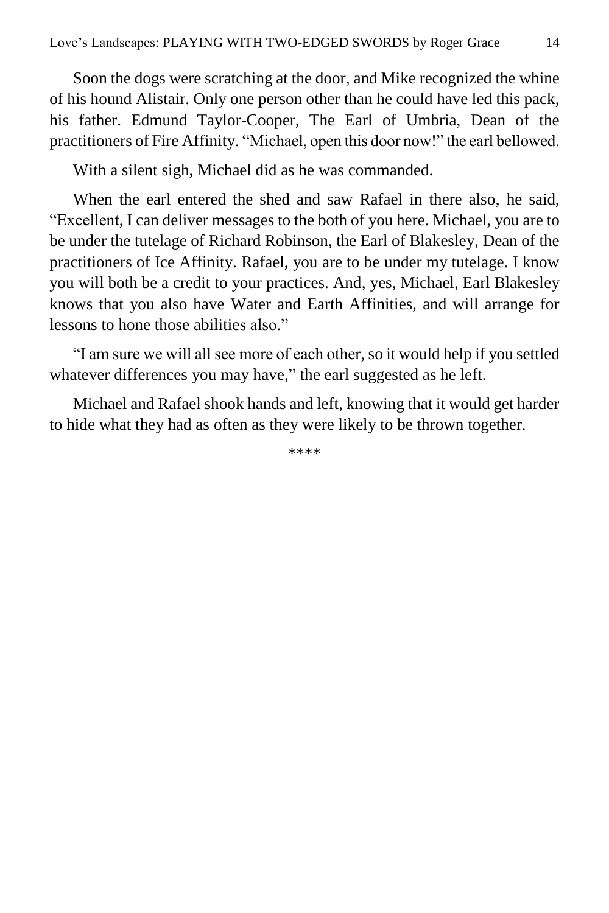Soon the dogs were scratching at the door, and Mike recognized the whine of his hound Alistair. Only one person other than he could have led this pack, his father. Edmund Taylor-Cooper, The Earl of Umbria, Dean of the practitioners of Fire Affinity. "Michael, open this door now!" the earl bellowed.

With a silent sigh, Michael did as he was commanded.

When the earl entered the shed and saw Rafael in there also, he said, "Excellent, I can deliver messages to the both of you here. Michael, you are to be under the tutelage of Richard Robinson, the Earl of Blakesley, Dean of the practitioners of Ice Affinity. Rafael, you are to be under my tutelage. I know you will both be a credit to your practices. And, yes, Michael, Earl Blakesley knows that you also have Water and Earth Affinities, and will arrange for lessons to hone those abilities also."

"I am sure we will all see more of each other, so it would help if you settled whatever differences you may have," the earl suggested as he left.

Michael and Rafael shook hands and left, knowing that it would get harder to hide what they had as often as they were likely to be thrown together.

****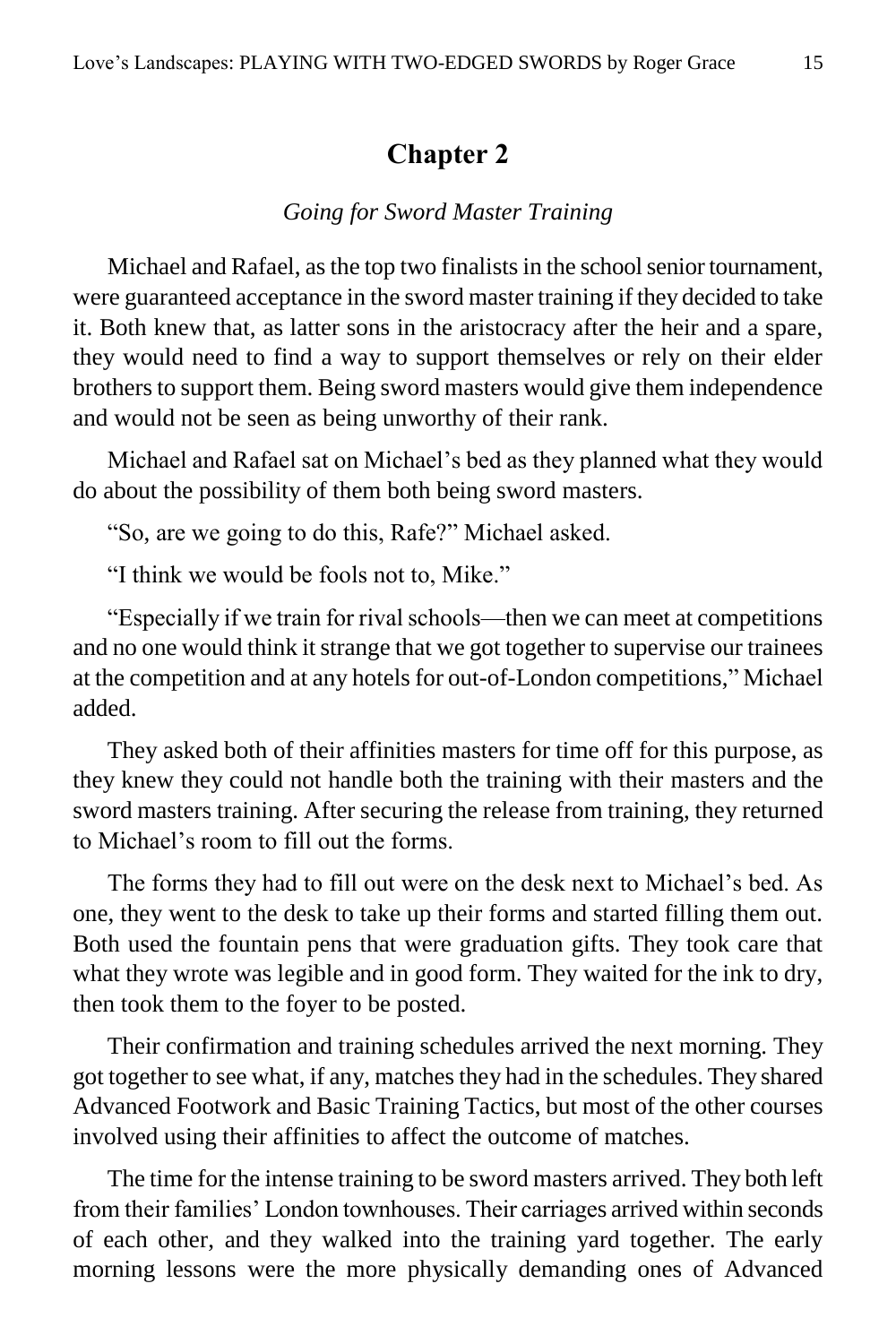## Chapter 2

*Going for Sword Master Training*

Michael and Rafael, as the top two finalists in the school senior tournament, were guaranteed acceptance in the sword master training if they decided to take it. Both knew that, as latter sons in the aristocracy after the heir and a spare, they would need to find a way to support themselves or rely on their elder brothers to support them. Being sword masters would give them independence and would not be seen as being unworthy of their rank.

Michael and Rafael sat on Michael's bed as they planned what they would do about the possibility of them both being sword masters.

"So, are we going to do this, Rafe?" Michael asked.

"I think we would be fools not to, Mike."

"Especially if we train for rival schools—then we can meet at competitions and no one would think it strange that we got together to supervise our trainees at the competition and at any hotels for out-of-London competitions," Michael added.

They asked both of their affinities masters for time off for this purpose, as they knew they could not handle both the training with their masters and the sword masters training. After securing the release from training, they returned to Michael's room to fill out the forms.

The forms they had to fill out were on the desk next to Michael's bed. As one, they went to the desk to take up their forms and started filling them out. Both used the fountain pens that were graduation gifts. They took care that what they wrote was legible and in good form. They waited for the ink to dry, then took them to the foyer to be posted.

Their confirmation and training schedules arrived the next morning. They got together to see what, if any, matches they had in the schedules. They shared Advanced Footwork and Basic Training Tactics, but most of the other courses involved using their affinities to affect the outcome of matches.

The time for the intense training to be sword masters arrived. They both left from their families' London townhouses. Their carriages arrived within seconds of each other, and they walked into the training yard together. The early morning lessons were the more physically demanding ones of Advanced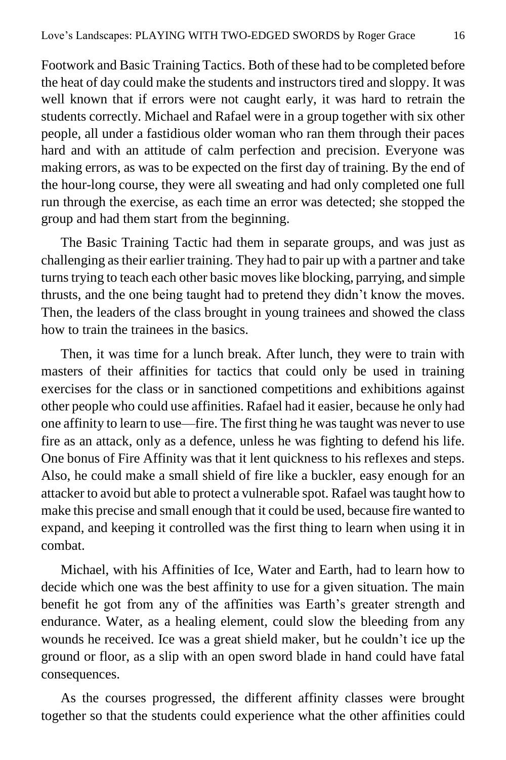Footwork and Basic Training Tactics. Both of these had to be completed before the heat of day could make the students and instructors tired and sloppy. It was well known that if errors were not caught early, it was hard to retrain the students correctly. Michael and Rafael were in a group together with six other people, all under a fastidious older woman who ran them through their paces hard and with an attitude of calm perfection and precision. Everyone was making errors, as was to be expected on the first day of training. By the end of the hour-long course, they were all sweating and had only completed one full run through the exercise, as each time an error was detected; she stopped the group and had them start from the beginning.

The Basic Training Tactic had them in separate groups, and was just as challenging as their earlier training. They had to pair up with a partner and take turns trying to teach each other basic moves like blocking, parrying, and simple thrusts, and the one being taught had to pretend they didn't know the moves. Then, the leaders of the class brought in young trainees and showed the class how to train the trainees in the basics.

Then, it was time for a lunch break. After lunch, they were to train with masters of their affinities for tactics that could only be used in training exercises for the class or in sanctioned competitions and exhibitions against other people who could use affinities. Rafael had it easier, because he only had one affinity to learn to use—fire. The first thing he was taught was never to use fire as an attack, only as a defence, unless he was fighting to defend his life. One bonus of Fire Affinity was that it lent quickness to his reflexes and steps. Also, he could make a small shield of fire like a buckler, easy enough for an attacker to avoid but able to protect a vulnerable spot. Rafael was taught how to make this precise and small enough that it could be used, because fire wanted to expand, and keeping it controlled was the first thing to learn when using it in combat.

Michael, with his Affinities of Ice, Water and Earth, had to learn how to decide which one was the best affinity to use for a given situation. The main benefit he got from any of the affinities was Earth's greater strength and endurance. Water, as a healing element, could slow the bleeding from any wounds he received. Ice was a great shield maker, but he couldn't ice up the ground or floor, as a slip with an open sword blade in hand could have fatal consequences.

As the courses progressed, the different affinity classes were brought together so that the students could experience what the other affinities could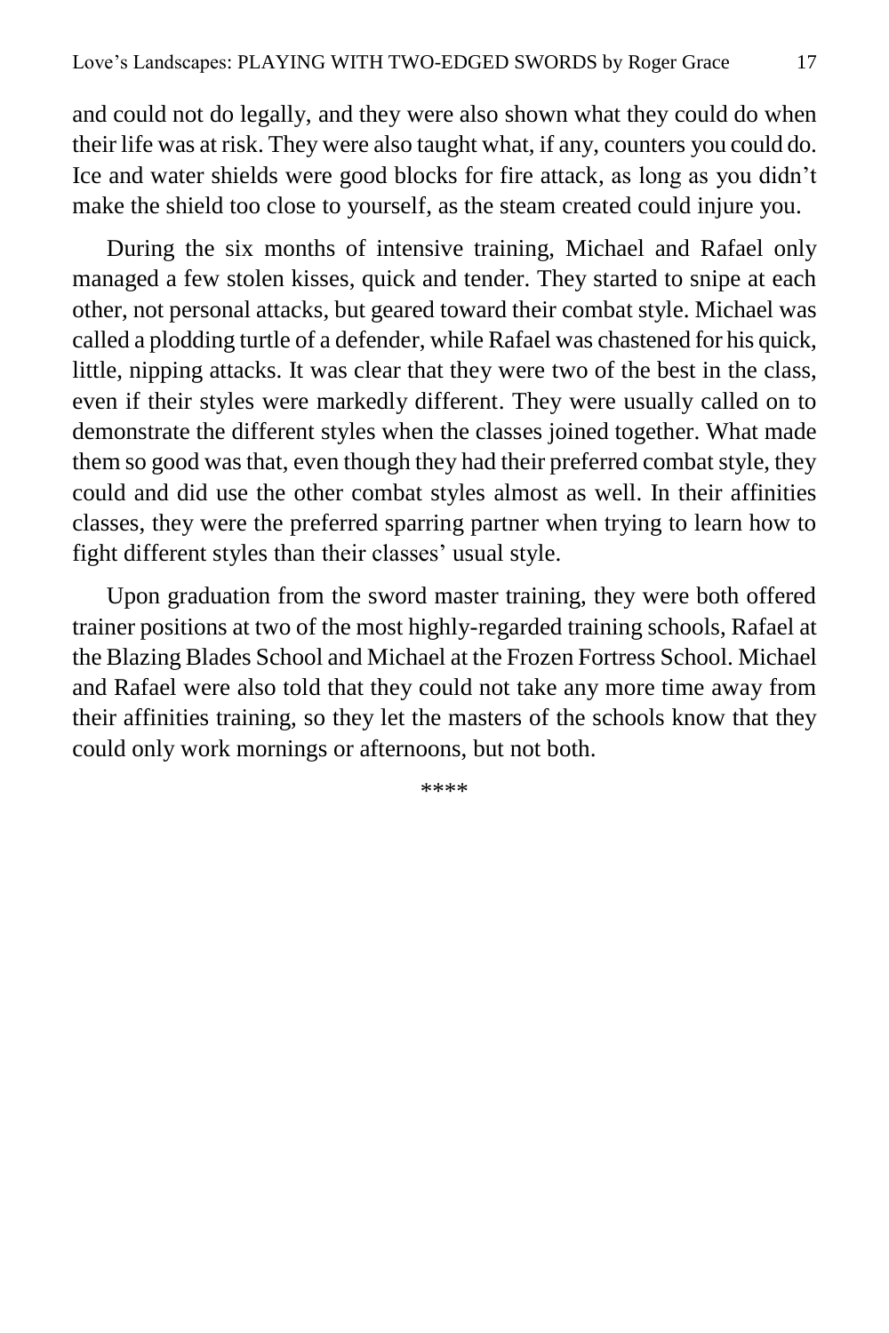and could not do legally, and they were also shown what they could do when their life was at risk. They were also taught what, if any, counters you could do. Ice and water shields were good blocks for fire attack, as long as you didn't make the shield too close to yourself, as the steam created could injure you.

During the six months of intensive training, Michael and Rafael only managed a few stolen kisses, quick and tender. They started to snipe at each other, not personal attacks, but geared toward their combat style. Michael was called a plodding turtle of a defender, while Rafael was chastened for his quick, little, nipping attacks. It was clear that they were two of the best in the class, even if their styles were markedly different. They were usually called on to demonstrate the different styles when the classes joined together. What made them so good was that, even though they had their preferred combat style, they could and did use the other combat styles almost as well. In their affinities classes, they were the preferred sparring partner when trying to learn how to fight different styles than their classes' usual style.

Upon graduation from the sword master training, they were both offered trainer positions at two of the most highly-regarded training schools, Rafael at the Blazing Blades School and Michael at the Frozen Fortress School. Michael and Rafael were also told that they could not take any more time away from their affinities training, so they let the masters of the schools know that they could only work mornings or afternoons, but not both.

****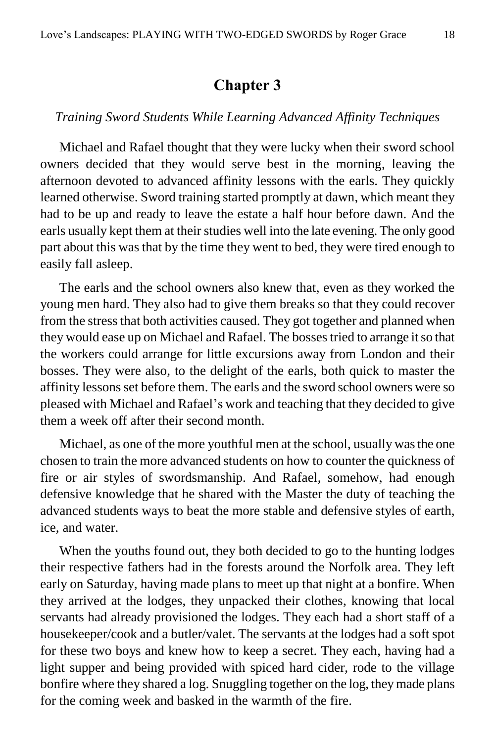## Chapter 3

*Training Sword Students While Learning Advanced Affinity Techniques*

Michael and Rafael thought that they were lucky when their sword school owners decided that they would serve best in the morning, leaving the afternoon devoted to advanced affinity lessons with the earls. They quickly learned otherwise. Sword training started promptly at dawn, which meant they had to be up and ready to leave the estate a half hour before dawn. And the earls usually kept them at their studies well into the late evening. The only good part about this was that by the time they went to bed, they were tired enough to easily fall asleep.

The earls and the school owners also knew that, even as they worked the young men hard. They also had to give them breaks so that they could recover from the stress that both activities caused. They got together and planned when they would ease up on Michael and Rafael. The bosses tried to arrange it so that the workers could arrange for little excursions away from London and their bosses. They were also, to the delight of the earls, both quick to master the affinity lessons set before them. The earls and the sword school owners were so pleased with Michael and Rafael's work and teaching that they decided to give them a week off after their second month.

Michael, as one of the more youthful men at the school, usually was the one chosen to train the more advanced students on how to counter the quickness of fire or air styles of swordsmanship. And Rafael, somehow, had enough defensive knowledge that he shared with the Master the duty of teaching the advanced students ways to beat the more stable and defensive styles of earth, ice, and water.

When the youths found out, they both decided to go to the hunting lodges their respective fathers had in the forests around the Norfolk area. They left early on Saturday, having made plans to meet up that night at a bonfire. When they arrived at the lodges, they unpacked their clothes, knowing that local servants had already provisioned the lodges. They each had a short staff of a housekeeper/cook and a butler/valet. The servants at the lodges had a soft spot for these two boys and knew how to keep a secret. They each, having had a light supper and being provided with spiced hard cider, rode to the village bonfire where they shared a log. Snuggling together on the log, they made plans for the coming week and basked in the warmth of the fire.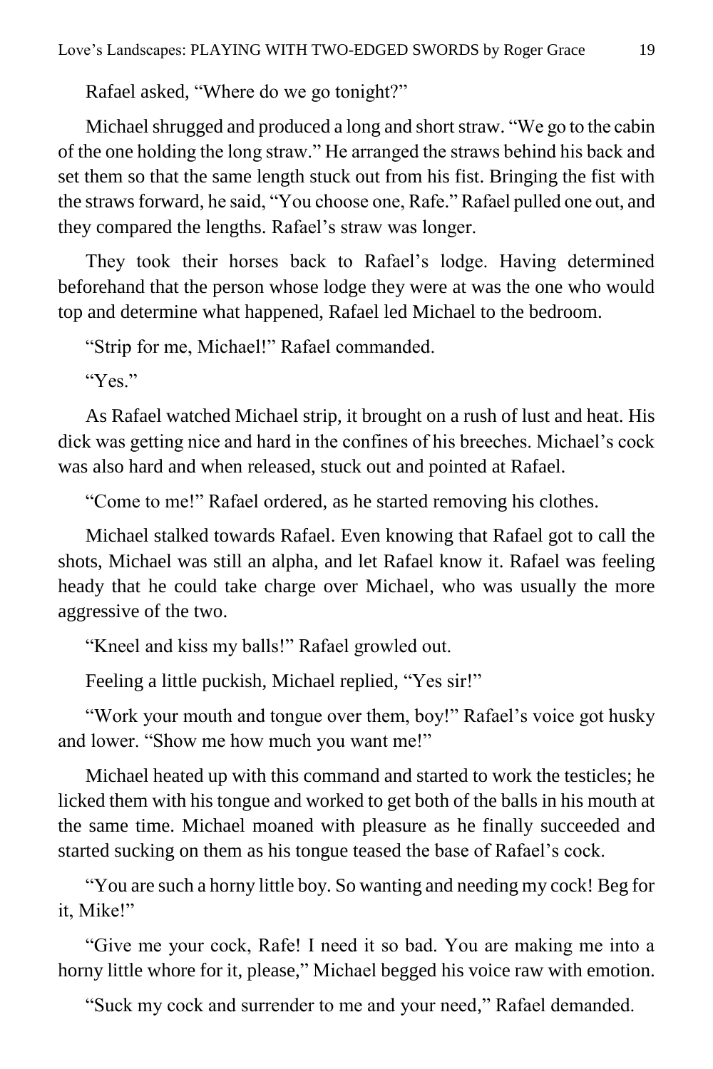Rafael asked, "Where do we go tonight?"

Michael shrugged and produced a long and short straw. "We go to the cabin of the one holding the long straw." He arranged the straws behind his back and set them so that the same length stuck out from his fist. Bringing the fist with the straws forward, he said, "You choose one, Rafe." Rafael pulled one out, and they compared the lengths. Rafael's straw was longer.

They took their horses back to Rafael's lodge. Having determined beforehand that the person whose lodge they were at was the one who would top and determine what happened, Rafael led Michael to the bedroom.

"Strip for me, Michael!" Rafael commanded.

"Yes."

As Rafael watched Michael strip, it brought on a rush of lust and heat. His dick was getting nice and hard in the confines of his breeches. Michael's cock was also hard and when released, stuck out and pointed at Rafael.

"Come to me!" Rafael ordered, as he started removing his clothes.

Michael stalked towards Rafael. Even knowing that Rafael got to call the shots, Michael was still an alpha, and let Rafael know it. Rafael was feeling heady that he could take charge over Michael, who was usually the more aggressive of the two.

"Kneel and kiss my balls!" Rafael growled out.

Feeling a little puckish, Michael replied, "Yes sir!"

"Work your mouth and tongue over them, boy!" Rafael's voice got husky and lower. "Show me how much you want me!"

Michael heated up with this command and started to work the testicles; he licked them with his tongue and worked to get both of the balls in his mouth at the same time. Michael moaned with pleasure as he finally succeeded and started sucking on them as his tongue teased the base of Rafael's cock.

"You are such a horny little boy. So wanting and needing my cock! Beg for it, Mike!"

"Give me your cock, Rafe! I need it so bad. You are making me into a horny little whore for it, please," Michael begged his voice raw with emotion.

"Suck my cock and surrender to me and your need," Rafael demanded.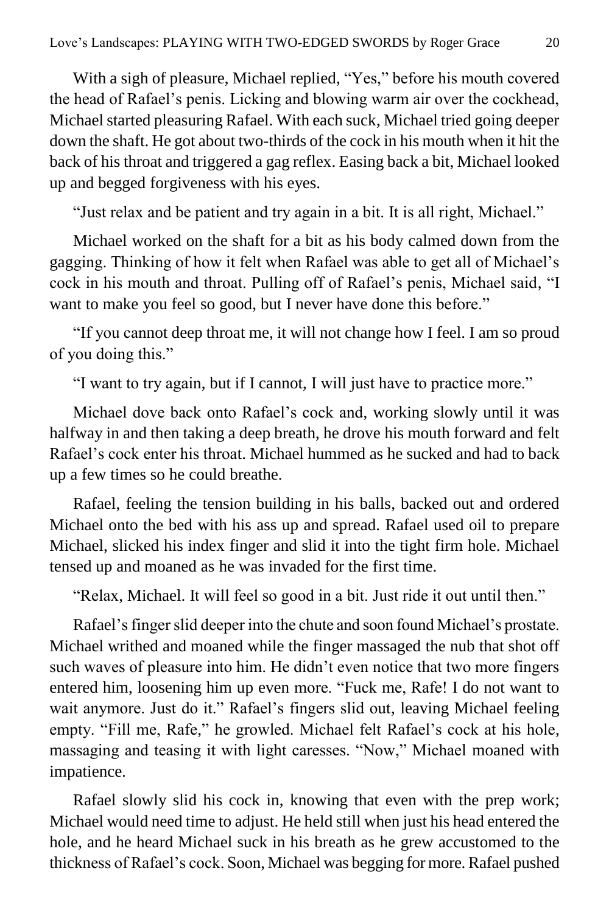With a sigh of pleasure, Michael replied, “Yes,” before his mouth covered the head of Rafael’s penis. Licking and blowing warm air over the cockhead, Michael started pleasuring Rafael. With each suck, Michael tried going deeper down the shaft. He got about two-thirds of the cock in his mouth when it hit the back of his throat and triggered a gag reflex. Easing back a bit, Michael looked up and begged forgiveness with his eyes.

“Just relax and be patient and try again in a bit. It is all right, Michael.”

Michael worked on the shaft for a bit as his body calmed down from the gagging. Thinking of how it felt when Rafael was able to get all of Michael’s cock in his mouth and throat. Pulling off of Rafael’s penis, Michael said, “I want to make you feel so good, but I never have done this before.”

“If you cannot deep throat me, it will not change how I feel. I am so proud of you doing this.”

“I want to try again, but if I cannot, I will just have to practice more.”

Michael dove back onto Rafael’s cock and, working slowly until it was halfway in and then taking a deep breath, he drove his mouth forward and felt Rafael’s cock enter his throat. Michael hummed as he sucked and had to back up a few times so he could breathe.

Rafael, feeling the tension building in his balls, backed out and ordered Michael onto the bed with his ass up and spread. Rafael used oil to prepare Michael, slicked his index finger and slid it into the tight firm hole. Michael tensed up and moaned as he was invaded for the first time.

“Relax, Michael. It will feel so good in a bit. Just ride it out until then.”

Rafael’s finger slid deeper into the chute and soon found Michael’s prostate. Michael writhed and moaned while the finger massaged the nub that shot off such waves of pleasure into him. He didn’t even notice that two more fingers entered him, loosening him up even more. “Fuck me, Rafe! I do not want to wait anymore. Just do it.” Rafael’s fingers slid out, leaving Michael feeling empty. “Fill me, Rafe,” he growled. Michael felt Rafael’s cock at his hole, massaging and teasing it with light caresses. “Now,” Michael moaned with impatience.

Rafael slowly slid his cock in, knowing that even with the prep work; Michael would need time to adjust. He held still when just his head entered the hole, and he heard Michael suck in his breath as he grew accustomed to the thickness of Rafael’s cock. Soon, Michael was begging for more. Rafael pushed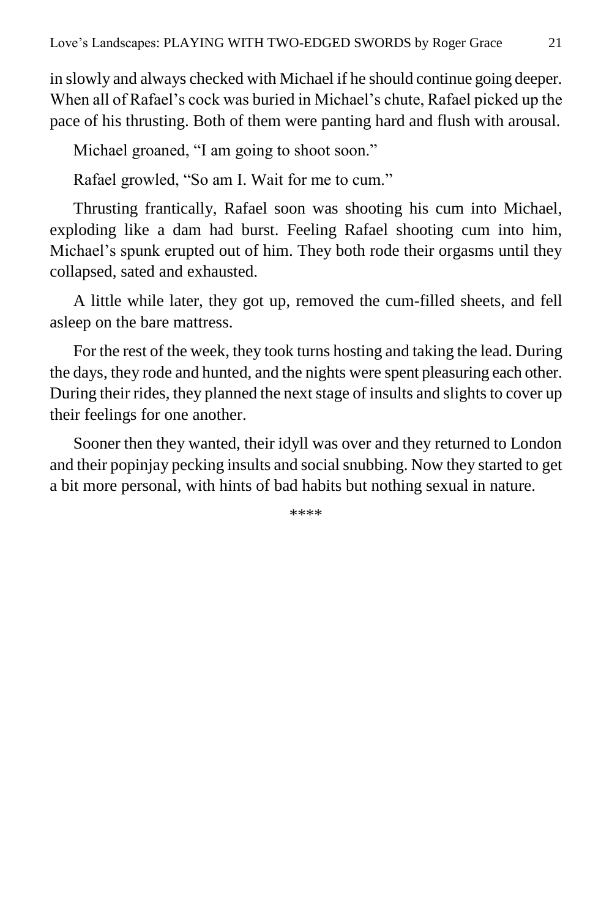in slowly and always checked with Michael if he should continue going deeper. When all of Rafael's cock was buried in Michael's chute, Rafael picked up the pace of his thrusting. Both of them were panting hard and flush with arousal.

Michael groaned, "I am going to shoot soon."

Rafael growled, "So am I. Wait for me to cum."

Thrusting frantically, Rafael soon was shooting his cum into Michael, exploding like a dam had burst. Feeling Rafael shooting cum into him, Michael's spunk erupted out of him. They both rode their orgasms until they collapsed, sated and exhausted.

A little while later, they got up, removed the cum-filled sheets, and fell asleep on the bare mattress.

For the rest of the week, they took turns hosting and taking the lead. During the days, they rode and hunted, and the nights were spent pleasuring each other. During their rides, they planned the next stage of insults and slights to cover up their feelings for one another.

Sooner then they wanted, their idyll was over and they returned to London and their popinjay pecking insults and social snubbing. Now they started to get a bit more personal, with hints of bad habits but nothing sexual in nature.

****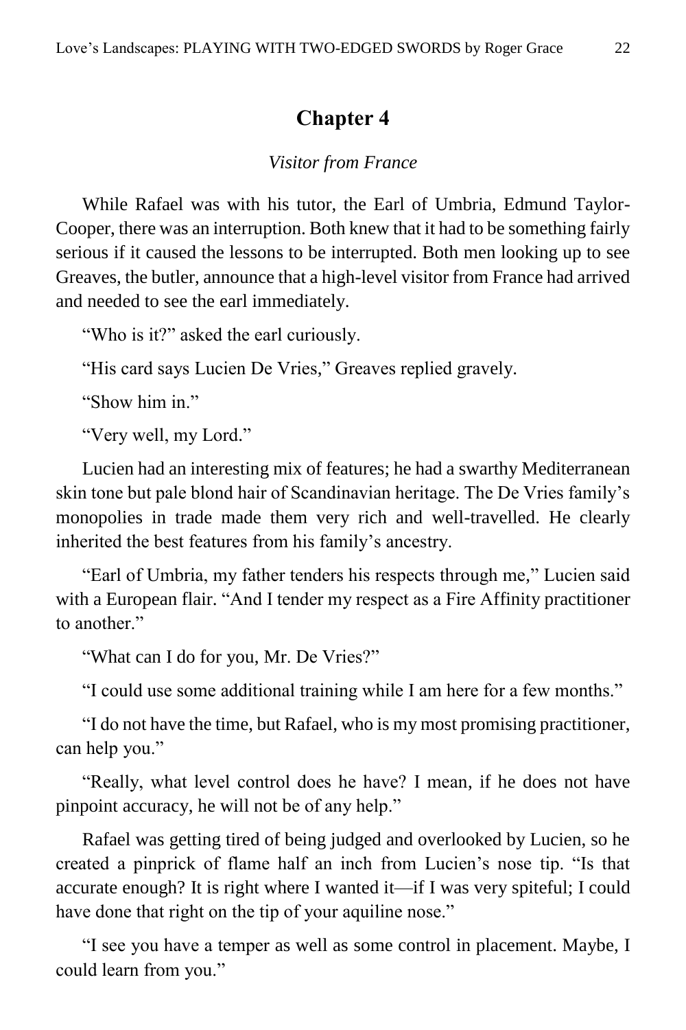# Chapter 4

*Visitor from France*

While Rafael was with his tutor, the Earl of Umbria, Edmund Taylor-Cooper, there was an interruption. Both knew that it had to be something fairly serious if it caused the lessons to be interrupted. Both men looking up to see Greaves, the butler, announce that a high-level visitor from France had arrived and needed to see the earl immediately.

"Who is it?" asked the earl curiously.

"His card says Lucien De Vries," Greaves replied gravely.

"Show him in."

"Very well, my Lord."

Lucien had an interesting mix of features; he had a swarthy Mediterranean skin tone but pale blond hair of Scandinavian heritage. The De Vries family's monopolies in trade made them very rich and well-travelled. He clearly inherited the best features from his family's ancestry.

"Earl of Umbria, my father tenders his respects through me," Lucien said with a European flair. "And I tender my respect as a Fire Affinity practitioner to another."

"What can I do for you, Mr. De Vries?"

"I could use some additional training while I am here for a few months."

"I do not have the time, but Rafael, who is my most promising practitioner, can help you."

"Really, what level control does he have? I mean, if he does not have pinpoint accuracy, he will not be of any help."

Rafael was getting tired of being judged and overlooked by Lucien, so he created a pinprick of flame half an inch from Lucien's nose tip. "Is that accurate enough? It is right where I wanted it—if I was very spiteful; I could have done that right on the tip of your aquiline nose."

"I see you have a temper as well as some control in placement. Maybe, I could learn from you."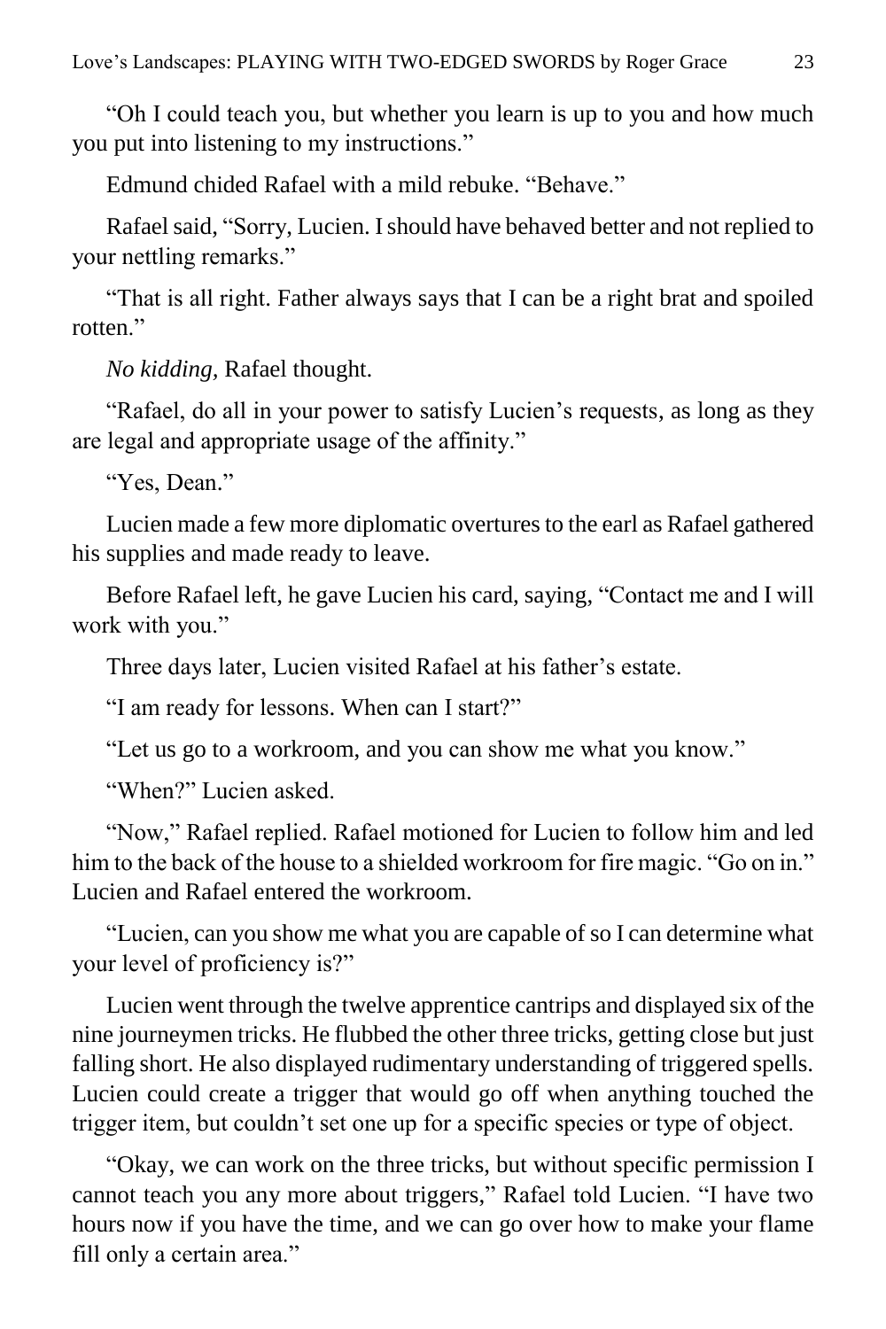"Oh I could teach you, but whether you learn is up to you and how much you put into listening to my instructions."

Edmund chided Rafael with a mild rebuke. "Behave."

Rafael said, "Sorry, Lucien. I should have behaved better and not replied to your nettling remarks."

"That is all right. Father always says that I can be a right brat and spoiled rotten."

*No kidding,* Rafael thought.

"Rafael, do all in your power to satisfy Lucien's requests, as long as they are legal and appropriate usage of the affinity."

"Yes, Dean."

Lucien made a few more diplomatic overtures to the earl as Rafael gathered his supplies and made ready to leave.

Before Rafael left, he gave Lucien his card, saying, "Contact me and I will work with you."

Three days later, Lucien visited Rafael at his father's estate.

"I am ready for lessons. When can I start?"

"Let us go to a workroom, and you can show me what you know."

"When?" Lucien asked.

"Now," Rafael replied. Rafael motioned for Lucien to follow him and led him to the back of the house to a shielded workroom for fire magic. "Go on in." Lucien and Rafael entered the workroom.

"Lucien, can you show me what you are capable of so I can determine what your level of proficiency is?"

Lucien went through the twelve apprentice cantrips and displayed six of the nine journeymen tricks. He flubbed the other three tricks, getting close but just falling short. He also displayed rudimentary understanding of triggered spells. Lucien could create a trigger that would go off when anything touched the trigger item, but couldn't set one up for a specific species or type of object.

"Okay, we can work on the three tricks, but without specific permission I cannot teach you any more about triggers," Rafael told Lucien. "I have two hours now if you have the time, and we can go over how to make your flame fill only a certain area."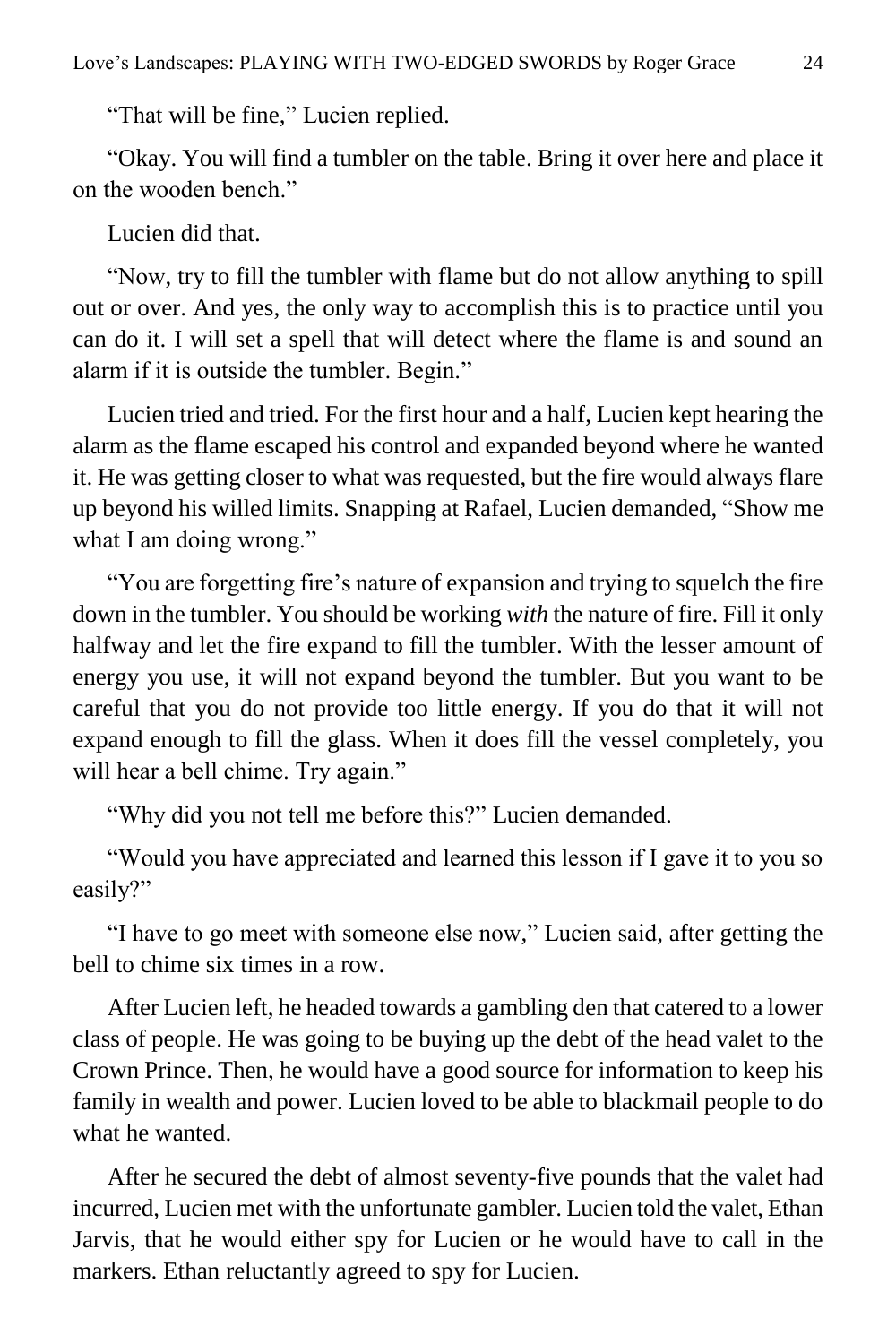"That will be fine," Lucien replied.

"Okay. You will find a tumbler on the table. Bring it over here and place it on the wooden bench."

Lucien did that.

"Now, try to fill the tumbler with flame but do not allow anything to spill out or over. And yes, the only way to accomplish this is to practice until you can do it. I will set a spell that will detect where the flame is and sound an alarm if it is outside the tumbler. Begin."

Lucien tried and tried. For the first hour and a half, Lucien kept hearing the alarm as the flame escaped his control and expanded beyond where he wanted it. He was getting closer to what was requested, but the fire would always flare up beyond his willed limits. Snapping at Rafael, Lucien demanded, "Show me what I am doing wrong."

"You are forgetting fire's nature of expansion and trying to squelch the fire down in the tumbler. You should be working *with* the nature of fire. Fill it only halfway and let the fire expand to fill the tumbler. With the lesser amount of energy you use, it will not expand beyond the tumbler. But you want to be careful that you do not provide too little energy. If you do that it will not expand enough to fill the glass. When it does fill the vessel completely, you will hear a bell chime. Try again."

"Why did you not tell me before this?" Lucien demanded.

"Would you have appreciated and learned this lesson if I gave it to you so easily?"

"I have to go meet with someone else now," Lucien said, after getting the bell to chime six times in a row.

After Lucien left, he headed towards a gambling den that catered to a lower class of people. He was going to be buying up the debt of the head valet to the Crown Prince. Then, he would have a good source for information to keep his family in wealth and power. Lucien loved to be able to blackmail people to do what he wanted.

After he secured the debt of almost seventy-five pounds that the valet had incurred, Lucien met with the unfortunate gambler. Lucien told the valet, Ethan Jarvis, that he would either spy for Lucien or he would have to call in the markers. Ethan reluctantly agreed to spy for Lucien.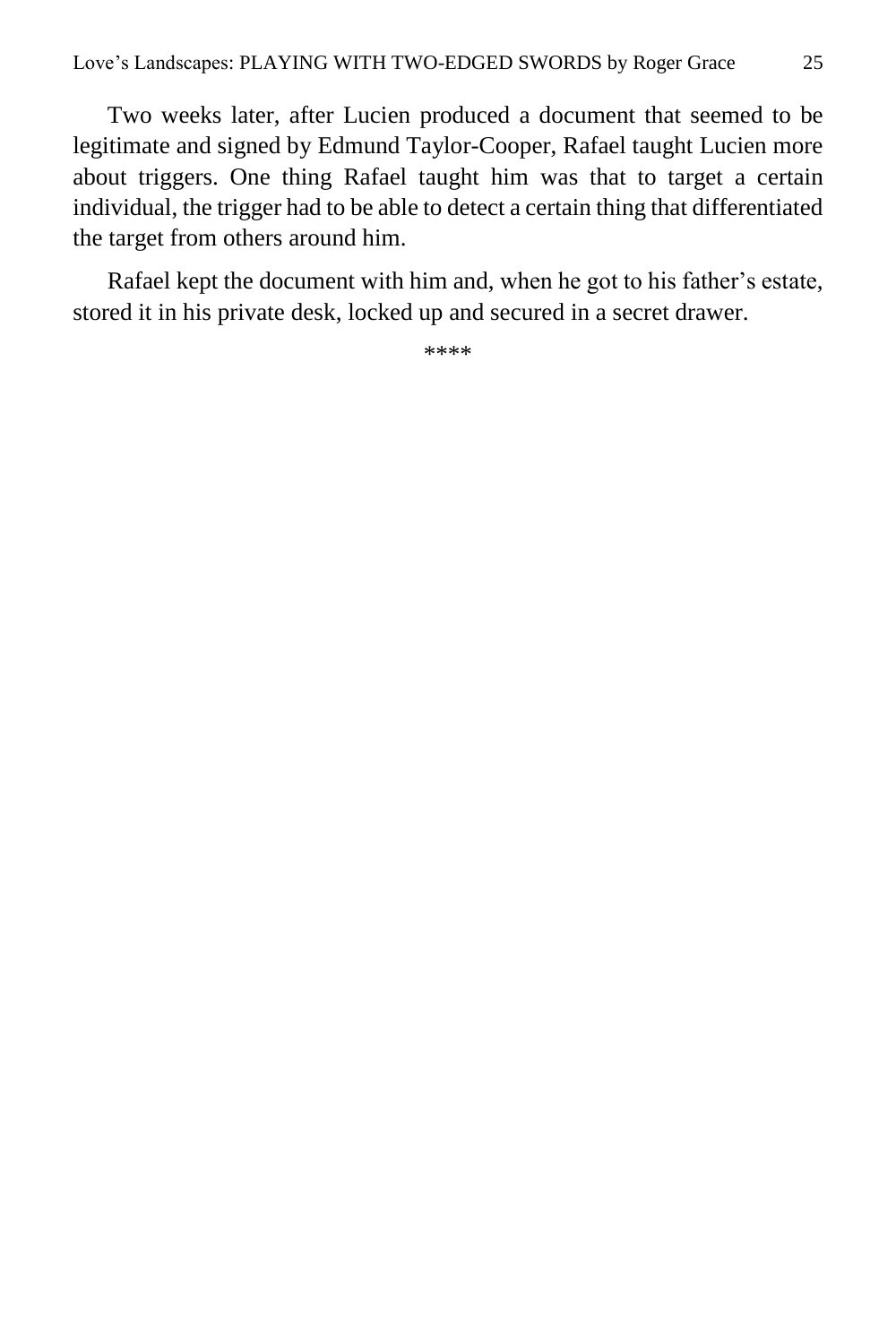Two weeks later, after Lucien produced a document that seemed to be legitimate and signed by Edmund Taylor-Cooper, Rafael taught Lucien more about triggers. One thing Rafael taught him was that to target a certain individual, the trigger had to be able to detect a certain thing that differentiated the target from others around him.

Rafael kept the document with him and, when he got to his father's estate, stored it in his private desk, locked up and secured in a secret drawer.

****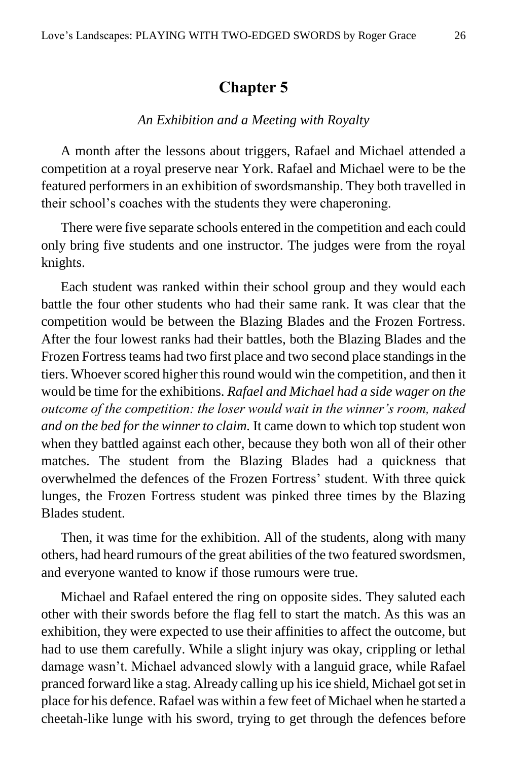## Chapter 5

*An Exhibition and a Meeting with Royalty*

A month after the lessons about triggers, Rafael and Michael attended a competition at a royal preserve near York. Rafael and Michael were to be the featured performers in an exhibition of swordsmanship. They both travelled in their school's coaches with the students they were chaperoning.

There were five separate schools entered in the competition and each could only bring five students and one instructor. The judges were from the royal knights.

Each student was ranked within their school group and they would each battle the four other students who had their same rank. It was clear that the competition would be between the Blazing Blades and the Frozen Fortress. After the four lowest ranks had their battles, both the Blazing Blades and the Frozen Fortress teams had two first place and two second place standings in the tiers. Whoever scored higher this round would win the competition, and then it would be time for the exhibitions. *Rafael and Michael had a side wager on the outcome of the competition: the loser would wait in the winner's room, naked and on the bed for the winner to claim.* It came down to which top student won when they battled against each other, because they both won all of their other matches. The student from the Blazing Blades had a quickness that overwhelmed the defences of the Frozen Fortress' student. With three quick lunges, the Frozen Fortress student was pinked three times by the Blazing Blades student.

Then, it was time for the exhibition. All of the students, along with many others, had heard rumours of the great abilities of the two featured swordsmen, and everyone wanted to know if those rumours were true.

Michael and Rafael entered the ring on opposite sides. They saluted each other with their swords before the flag fell to start the match. As this was an exhibition, they were expected to use their affinities to affect the outcome, but had to use them carefully. While a slight injury was okay, crippling or lethal damage wasn't. Michael advanced slowly with a languid grace, while Rafael pranced forward like a stag. Already calling up his ice shield, Michael got set in place for his defence. Rafael was within a few feet of Michael when he started a cheetah-like lunge with his sword, trying to get through the defences before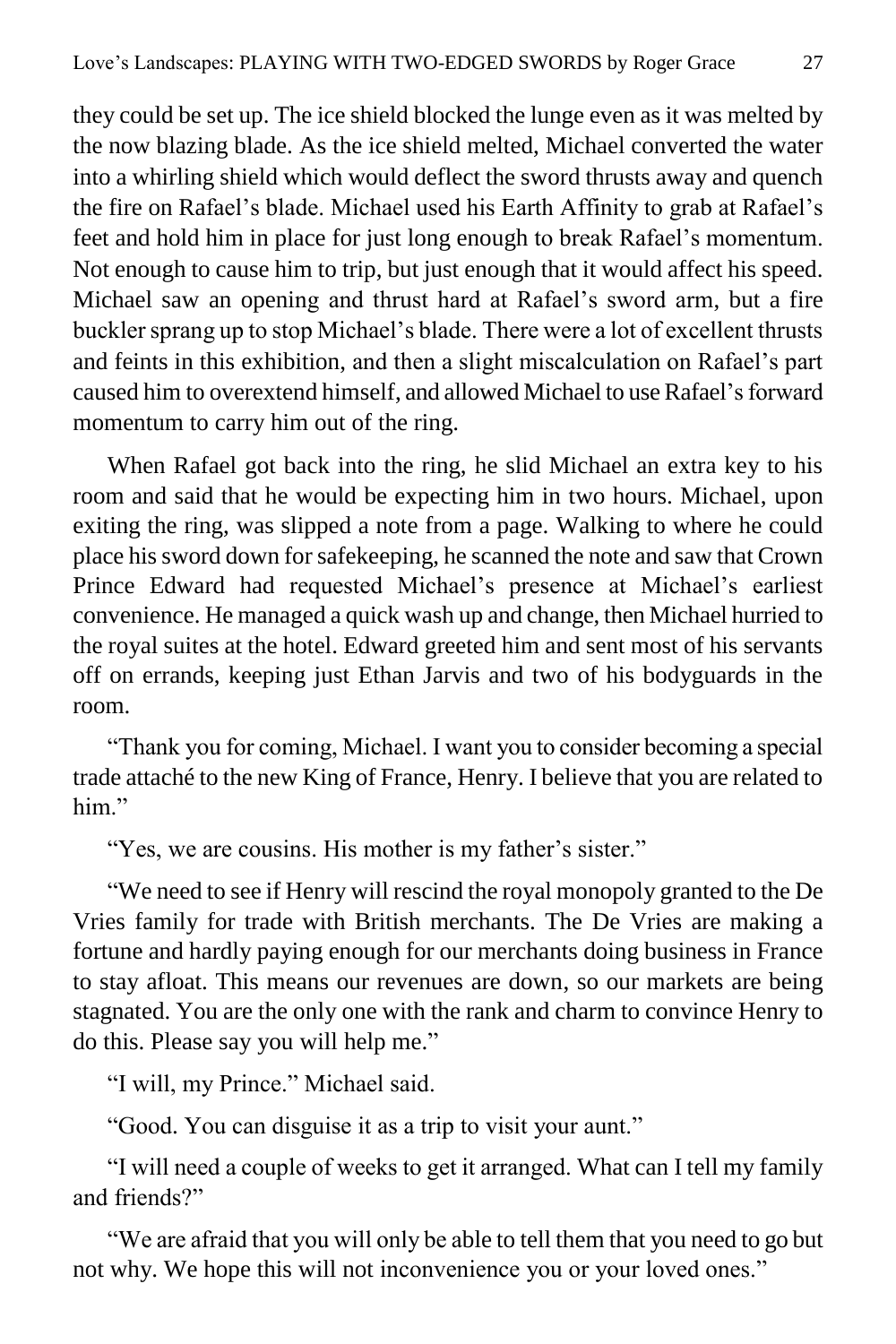they could be set up. The ice shield blocked the lunge even as it was melted by the now blazing blade. As the ice shield melted, Michael converted the water into a whirling shield which would deflect the sword thrusts away and quench the fire on Rafael's blade. Michael used his Earth Affinity to grab at Rafael's feet and hold him in place for just long enough to break Rafael's momentum. Not enough to cause him to trip, but just enough that it would affect his speed. Michael saw an opening and thrust hard at Rafael's sword arm, but a fire buckler sprang up to stop Michael's blade. There were a lot of excellent thrusts and feints in this exhibition, and then a slight miscalculation on Rafael's part caused him to overextend himself, and allowed Michael to use Rafael's forward momentum to carry him out of the ring.

When Rafael got back into the ring, he slid Michael an extra key to his room and said that he would be expecting him in two hours. Michael, upon exiting the ring, was slipped a note from a page. Walking to where he could place his sword down for safekeeping, he scanned the note and saw that Crown Prince Edward had requested Michael's presence at Michael's earliest convenience. He managed a quick wash up and change, then Michael hurried to the royal suites at the hotel. Edward greeted him and sent most of his servants off on errands, keeping just Ethan Jarvis and two of his bodyguards in the room.

"Thank you for coming, Michael. I want you to consider becoming a special trade attaché to the new King of France, Henry. I believe that you are related to him."

"Yes, we are cousins. His mother is my father's sister."

"We need to see if Henry will rescind the royal monopoly granted to the De Vries family for trade with British merchants. The De Vries are making a fortune and hardly paying enough for our merchants doing business in France to stay afloat. This means our revenues are down, so our markets are being stagnated. You are the only one with the rank and charm to convince Henry to do this. Please say you will help me."

"I will, my Prince." Michael said.

"Good. You can disguise it as a trip to visit your aunt."

"I will need a couple of weeks to get it arranged. What can I tell my family and friends?"

"We are afraid that you will only be able to tell them that you need to go but not why. We hope this will not inconvenience you or your loved ones."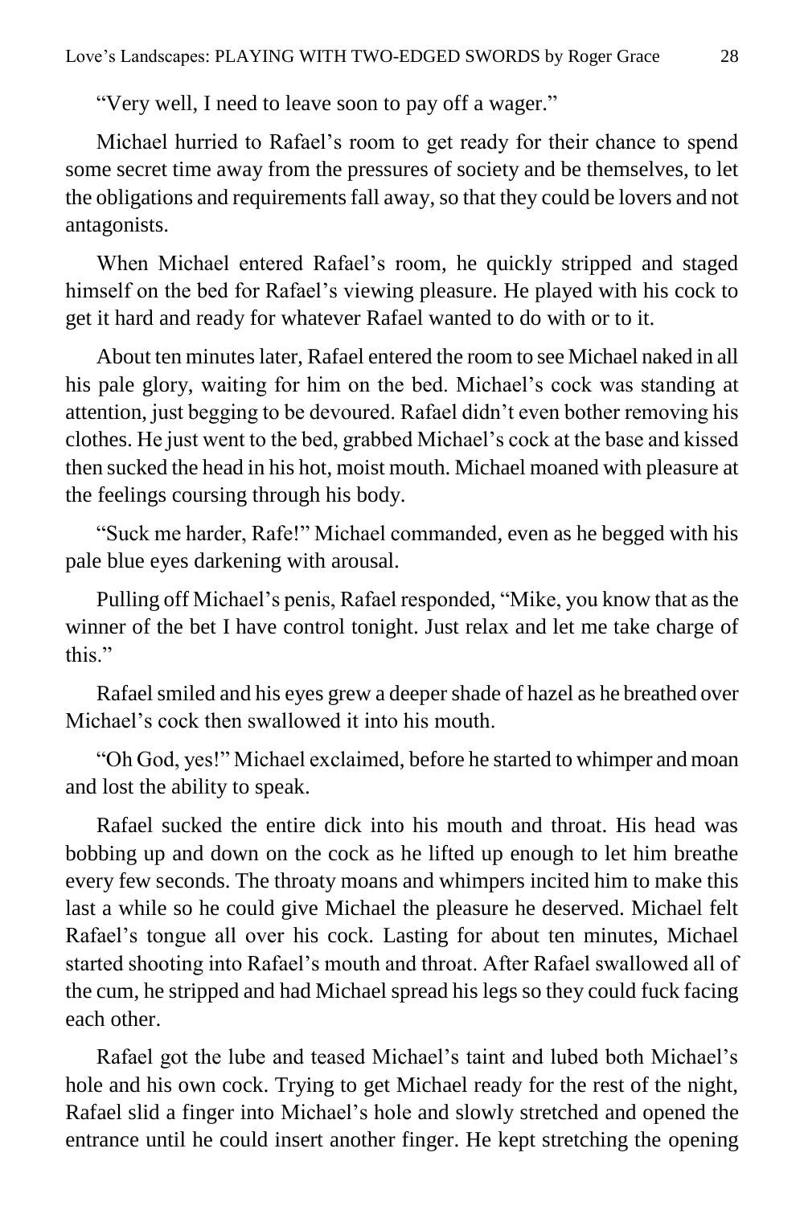"Very well, I need to leave soon to pay off a wager."

Michael hurried to Rafael's room to get ready for their chance to spend some secret time away from the pressures of society and be themselves, to let the obligations and requirements fall away, so that they could be lovers and not antagonists.

When Michael entered Rafael's room, he quickly stripped and staged himself on the bed for Rafael's viewing pleasure. He played with his cock to get it hard and ready for whatever Rafael wanted to do with or to it.

About ten minutes later, Rafael entered the room to see Michael naked in all his pale glory, waiting for him on the bed. Michael's cock was standing at attention, just begging to be devoured. Rafael didn't even bother removing his clothes. He just went to the bed, grabbed Michael's cock at the base and kissed then sucked the head in his hot, moist mouth. Michael moaned with pleasure at the feelings coursing through his body.

"Suck me harder, Rafe!" Michael commanded, even as he begged with his pale blue eyes darkening with arousal.

Pulling off Michael's penis, Rafael responded, "Mike, you know that as the winner of the bet I have control tonight. Just relax and let me take charge of this."

Rafael smiled and his eyes grew a deeper shade of hazel as he breathed over Michael's cock then swallowed it into his mouth.

"Oh God, yes!" Michael exclaimed, before he started to whimper and moan and lost the ability to speak.

Rafael sucked the entire dick into his mouth and throat. His head was bobbing up and down on the cock as he lifted up enough to let him breathe every few seconds. The throaty moans and whimpers incited him to make this last a while so he could give Michael the pleasure he deserved. Michael felt Rafael's tongue all over his cock. Lasting for about ten minutes, Michael started shooting into Rafael's mouth and throat. After Rafael swallowed all of the cum, he stripped and had Michael spread his legs so they could fuck facing each other.

Rafael got the lube and teased Michael's taint and lubed both Michael's hole and his own cock. Trying to get Michael ready for the rest of the night, Rafael slid a finger into Michael's hole and slowly stretched and opened the entrance until he could insert another finger. He kept stretching the opening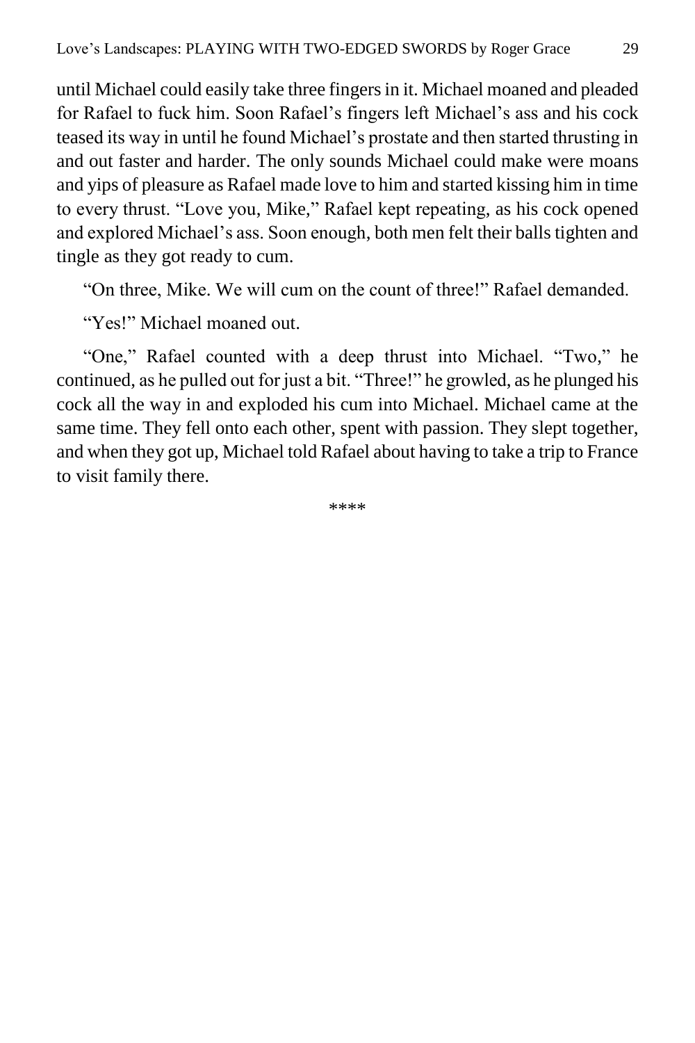until Michael could easily take three fingers in it. Michael moaned and pleaded for Rafael to fuck him. Soon Rafael's fingers left Michael's ass and his cock teased its way in until he found Michael's prostate and then started thrusting in and out faster and harder. The only sounds Michael could make were moans and yips of pleasure as Rafael made love to him and started kissing him in time to every thrust. "Love you, Mike," Rafael kept repeating, as his cock opened and explored Michael's ass. Soon enough, both men felt their balls tighten and tingle as they got ready to cum.

"On three, Mike. We will cum on the count of three!" Rafael demanded.

"Yes!" Michael moaned out.

"One," Rafael counted with a deep thrust into Michael. "Two," he continued, as he pulled out for just a bit. "Three!" he growled, as he plunged his cock all the way in and exploded his cum into Michael. Michael came at the same time. They fell onto each other, spent with passion. They slept together, and when they got up, Michael told Rafael about having to take a trip to France to visit family there.

****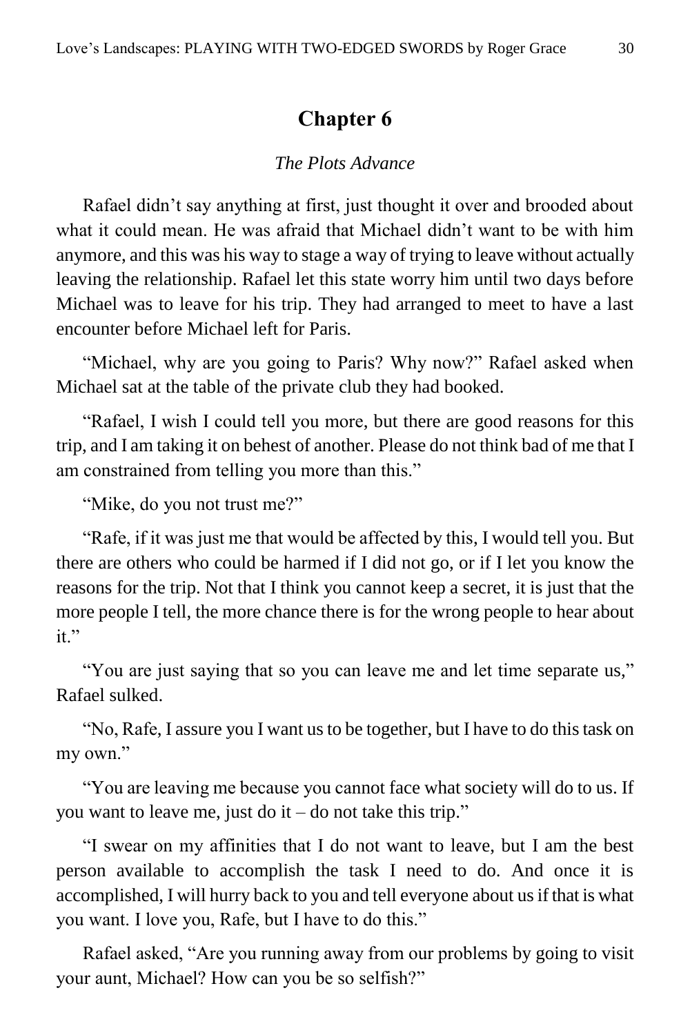# Chapter 6

*The Plots Advance*

Rafael didn't say anything at first, just thought it over and brooded about what it could mean. He was afraid that Michael didn't want to be with him anymore, and this was his way to stage a way of trying to leave without actually leaving the relationship. Rafael let this state worry him until two days before Michael was to leave for his trip. They had arranged to meet to have a last encounter before Michael left for Paris.

"Michael, why are you going to Paris? Why now?" Rafael asked when Michael sat at the table of the private club they had booked.

"Rafael, I wish I could tell you more, but there are good reasons for this trip, and I am taking it on behest of another. Please do not think bad of me that I am constrained from telling you more than this."

"Mike, do you not trust me?"

"Rafe, if it was just me that would be affected by this, I would tell you. But there are others who could be harmed if I did not go, or if I let you know the reasons for the trip. Not that I think you cannot keep a secret, it is just that the more people I tell, the more chance there is for the wrong people to hear about it."

"You are just saying that so you can leave me and let time separate us," Rafael sulked.

"No, Rafe, I assure you I want us to be together, but I have to do this task on my own."

"You are leaving me because you cannot face what society will do to us. If you want to leave me, just do it – do not take this trip."

"I swear on my affinities that I do not want to leave, but I am the best person available to accomplish the task I need to do. And once it is accomplished, I will hurry back to you and tell everyone about us if that is what you want. I love you, Rafe, but I have to do this."

Rafael asked, "Are you running away from our problems by going to visit your aunt, Michael? How can you be so selfish?"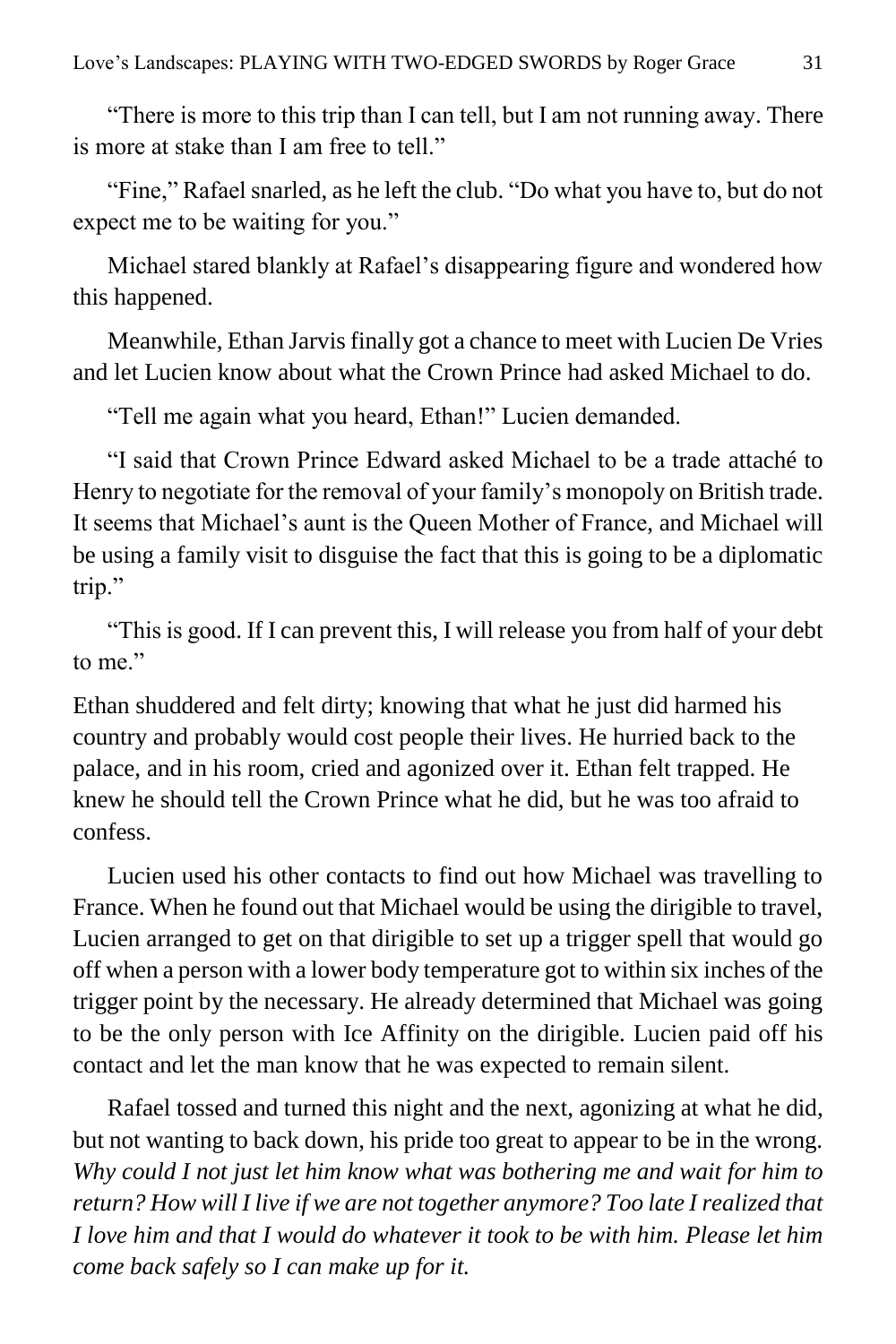"There is more to this trip than I can tell, but I am not running away. There is more at stake than I am free to tell."

"Fine," Rafael snarled, as he left the club. "Do what you have to, but do not expect me to be waiting for you."

Michael stared blankly at Rafael's disappearing figure and wondered how this happened.

Meanwhile, Ethan Jarvis finally got a chance to meet with Lucien De Vries and let Lucien know about what the Crown Prince had asked Michael to do.

"Tell me again what you heard, Ethan!" Lucien demanded.

"I said that Crown Prince Edward asked Michael to be a trade attaché to Henry to negotiate for the removal of your family's monopoly on British trade. It seems that Michael's aunt is the Queen Mother of France, and Michael will be using a family visit to disguise the fact that this is going to be a diplomatic trip."

"This is good. If I can prevent this, I will release you from half of your debt to me."

Ethan shuddered and felt dirty; knowing that what he just did harmed his country and probably would cost people their lives. He hurried back to the palace, and in his room, cried and agonized over it. Ethan felt trapped. He knew he should tell the Crown Prince what he did, but he was too afraid to confess.

Lucien used his other contacts to find out how Michael was travelling to France. When he found out that Michael would be using the dirigible to travel, Lucien arranged to get on that dirigible to set up a trigger spell that would go off when a person with a lower body temperature got to within six inches of the trigger point by the necessary. He already determined that Michael was going to be the only person with Ice Affinity on the dirigible. Lucien paid off his contact and let the man know that he was expected to remain silent.

Rafael tossed and turned this night and the next, agonizing at what he did, but not wanting to back down, his pride too great to appear to be in the wrong. *Why could I not just let him know what was bothering me and wait for him to return? How will I live if we are not together anymore? Too late I realized that I love him and that I would do whatever it took to be with him. Please let him come back safely so I can make up for it.*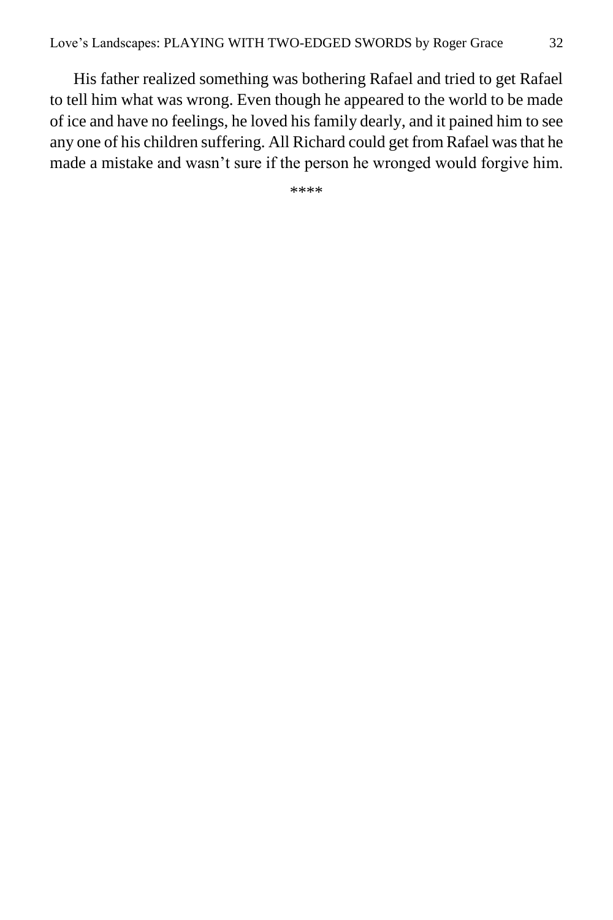His father realized something was bothering Rafael and tried to get Rafael to tell him what was wrong. Even though he appeared to the world to be made of ice and have no feelings, he loved his family dearly, and it pained him to see any one of his children suffering. All Richard could get from Rafael was that he made a mistake and wasn't sure if the person he wronged would forgive him.

\*\*\*\*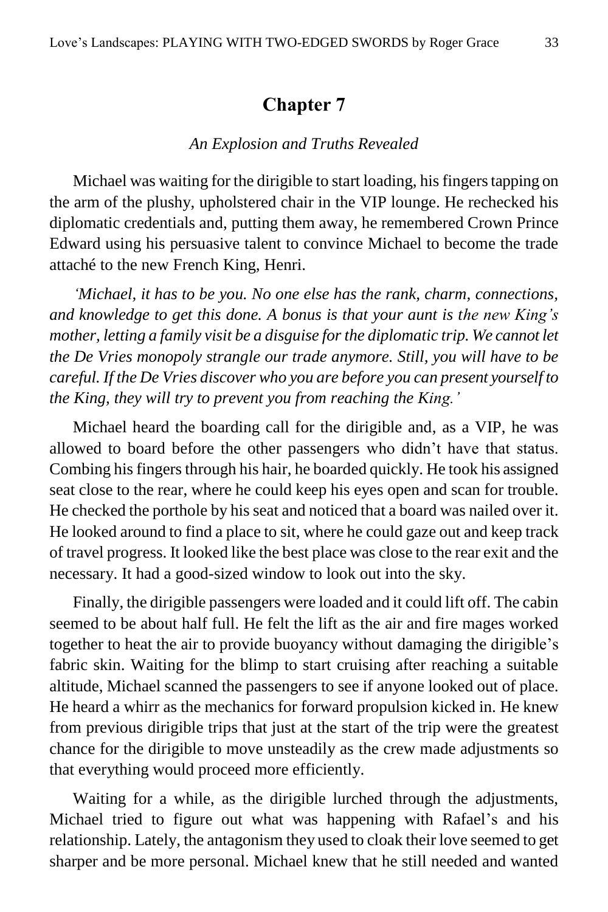# Chapter 7

*An Explosion and Truths Revealed*

Michael was waiting for the dirigible to start loading, his fingers tapping on the arm of the plushy, upholstered chair in the VIP lounge. He rechecked his diplomatic credentials and, putting them away, he remembered Crown Prince Edward using his persuasive talent to convince Michael to become the trade attaché to the new French King, Henri.

*'Michael, it has to be you. No one else has the rank, charm, connections, and knowledge to get this done. A bonus is that your aunt is the new King's mother, letting a family visit be a disguise for the diplomatic trip. We cannot let the De Vries monopoly strangle our trade anymore. Still, you will have to be careful. If the De Vries discover who you are before you can present yourself to the King, they will try to prevent you from reaching the King.'*

Michael heard the boarding call for the dirigible and, as a VIP, he was allowed to board before the other passengers who didn't have that status. Combing his fingers through his hair, he boarded quickly. He took his assigned seat close to the rear, where he could keep his eyes open and scan for trouble. He checked the porthole by his seat and noticed that a board was nailed over it. He looked around to find a place to sit, where he could gaze out and keep track of travel progress. It looked like the best place was close to the rear exit and the necessary. It had a good-sized window to look out into the sky.

Finally, the dirigible passengers were loaded and it could lift off. The cabin seemed to be about half full. He felt the lift as the air and fire mages worked together to heat the air to provide buoyancy without damaging the dirigible's fabric skin. Waiting for the blimp to start cruising after reaching a suitable altitude, Michael scanned the passengers to see if anyone looked out of place. He heard a whirr as the mechanics for forward propulsion kicked in. He knew from previous dirigible trips that just at the start of the trip were the greatest chance for the dirigible to move unsteadily as the crew made adjustments so that everything would proceed more efficiently.

Waiting for a while, as the dirigible lurched through the adjustments, Michael tried to figure out what was happening with Rafael's and his relationship. Lately, the antagonism they used to cloak their love seemed to get sharper and be more personal. Michael knew that he still needed and wanted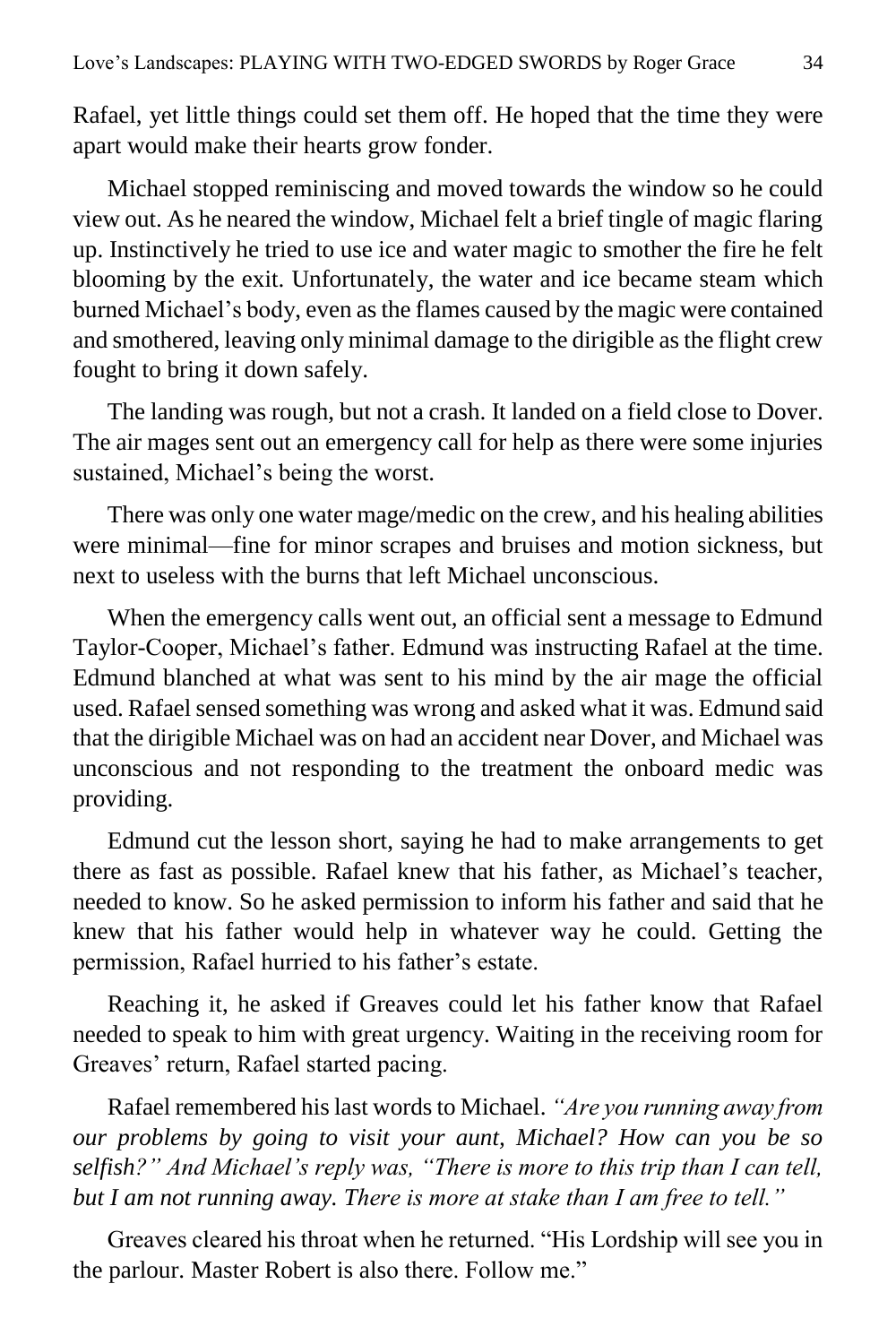Rafael, yet little things could set them off. He hoped that the time they were apart would make their hearts grow fonder.

Michael stopped reminiscing and moved towards the window so he could view out. As he neared the window, Michael felt a brief tingle of magic flaring up. Instinctively he tried to use ice and water magic to smother the fire he felt blooming by the exit. Unfortunately, the water and ice became steam which burned Michael's body, even as the flames caused by the magic were contained and smothered, leaving only minimal damage to the dirigible as the flight crew fought to bring it down safely.

The landing was rough, but not a crash. It landed on a field close to Dover. The air mages sent out an emergency call for help as there were some injuries sustained, Michael's being the worst.

There was only one water mage/medic on the crew, and his healing abilities were minimal—fine for minor scrapes and bruises and motion sickness, but next to useless with the burns that left Michael unconscious.

When the emergency calls went out, an official sent a message to Edmund Taylor-Cooper, Michael's father. Edmund was instructing Rafael at the time. Edmund blanched at what was sent to his mind by the air mage the official used. Rafael sensed something was wrong and asked what it was. Edmund said that the dirigible Michael was on had an accident near Dover, and Michael was unconscious and not responding to the treatment the onboard medic was providing.

Edmund cut the lesson short, saying he had to make arrangements to get there as fast as possible. Rafael knew that his father, as Michael's teacher, needed to know. So he asked permission to inform his father and said that he knew that his father would help in whatever way he could. Getting the permission, Rafael hurried to his father's estate.

Reaching it, he asked if Greaves could let his father know that Rafael needed to speak to him with great urgency. Waiting in the receiving room for Greaves' return, Rafael started pacing.

Rafael remembered his last words to Michael. *"Are you running away from our problems by going to visit your aunt, Michael? How can you be so selfish?" And Michael's reply was, "There is more to this trip than I can tell, but I am not running away. There is more at stake than I am free to tell."*

Greaves cleared his throat when he returned. "His Lordship will see you in the parlour. Master Robert is also there. Follow me."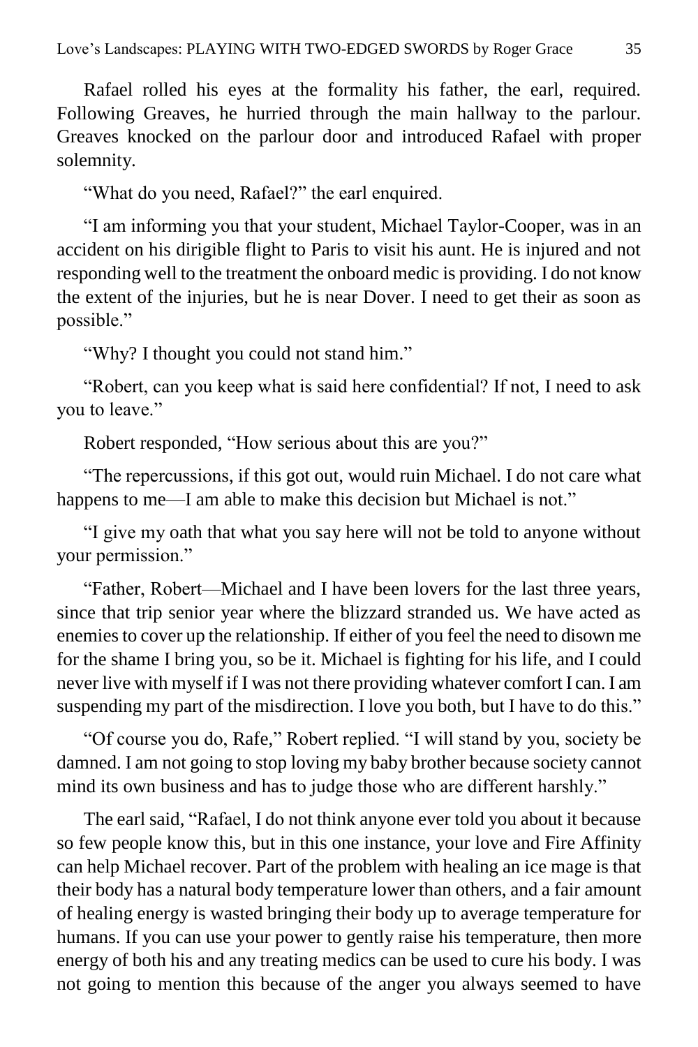Rafael rolled his eyes at the formality his father, the earl, required. Following Greaves, he hurried through the main hallway to the parlour. Greaves knocked on the parlour door and introduced Rafael with proper solemnity.

"What do you need, Rafael?" the earl enquired.

"I am informing you that your student, Michael Taylor-Cooper, was in an accident on his dirigible flight to Paris to visit his aunt. He is injured and not responding well to the treatment the onboard medic is providing. I do not know the extent of the injuries, but he is near Dover. I need to get their as soon as possible."

"Why? I thought you could not stand him."

"Robert, can you keep what is said here confidential? If not, I need to ask you to leave."

Robert responded, "How serious about this are you?"

"The repercussions, if this got out, would ruin Michael. I do not care what happens to me—I am able to make this decision but Michael is not."

"I give my oath that what you say here will not be told to anyone without your permission."

"Father, Robert—Michael and I have been lovers for the last three years, since that trip senior year where the blizzard stranded us. We have acted as enemies to cover up the relationship. If either of you feel the need to disown me for the shame I bring you, so be it. Michael is fighting for his life, and I could never live with myself if I was not there providing whatever comfort I can. I am suspending my part of the misdirection. I love you both, but I have to do this."

"Of course you do, Rafe," Robert replied. "I will stand by you, society be damned. I am not going to stop loving my baby brother because society cannot mind its own business and has to judge those who are different harshly."

The earl said, "Rafael, I do not think anyone ever told you about it because so few people know this, but in this one instance, your love and Fire Affinity can help Michael recover. Part of the problem with healing an ice mage is that their body has a natural body temperature lower than others, and a fair amount of healing energy is wasted bringing their body up to average temperature for humans. If you can use your power to gently raise his temperature, then more energy of both his and any treating medics can be used to cure his body. I was not going to mention this because of the anger you always seemed to have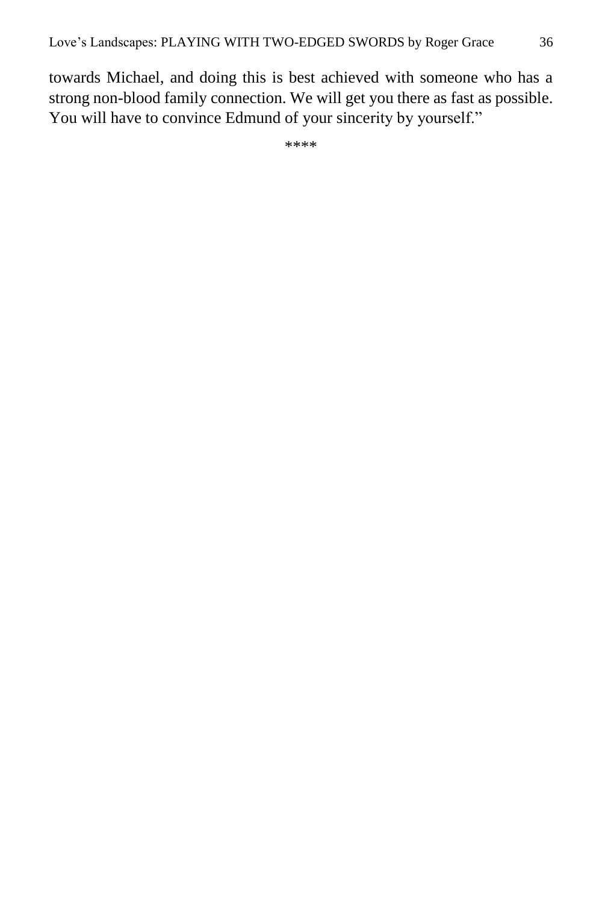towards Michael, and doing this is best achieved with someone who has a strong non-blood family connection. We will get you there as fast as possible. You will have to convince Edmund of your sincerity by yourself."

****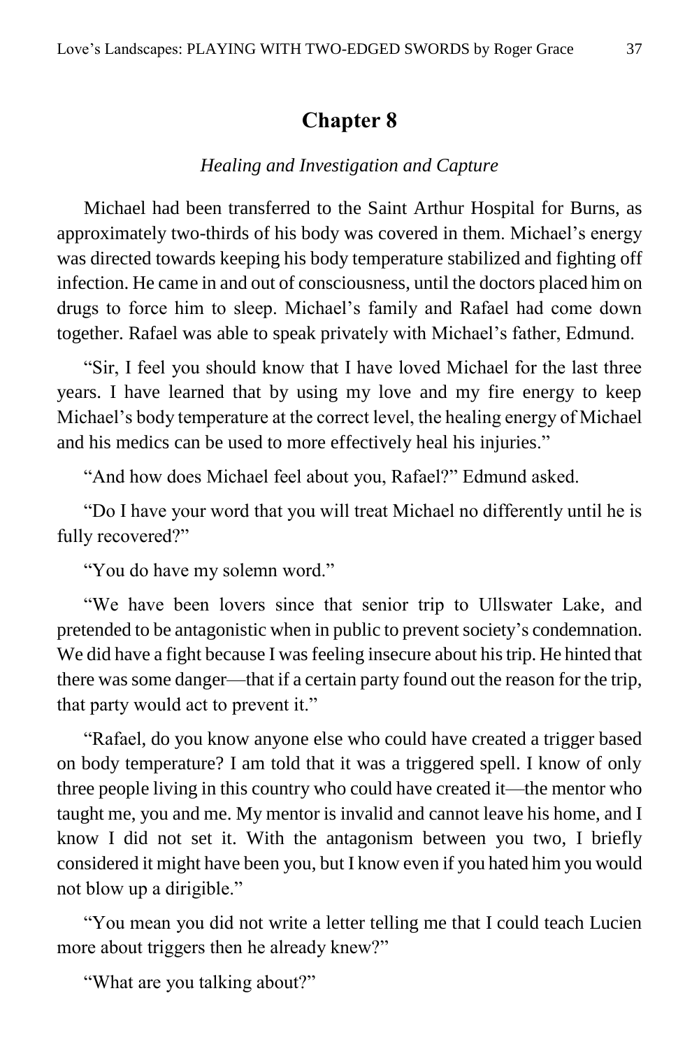# Chapter 8

*Healing and Investigation and Capture*

Michael had been transferred to the Saint Arthur Hospital for Burns, as approximately two-thirds of his body was covered in them. Michael's energy was directed towards keeping his body temperature stabilized and fighting off infection. He came in and out of consciousness, until the doctors placed him on drugs to force him to sleep. Michael's family and Rafael had come down together. Rafael was able to speak privately with Michael's father, Edmund.

"Sir, I feel you should know that I have loved Michael for the last three years. I have learned that by using my love and my fire energy to keep Michael's body temperature at the correct level, the healing energy of Michael and his medics can be used to more effectively heal his injuries."

"And how does Michael feel about you, Rafael?" Edmund asked.

"Do I have your word that you will treat Michael no differently until he is fully recovered?"

"You do have my solemn word."

"We have been lovers since that senior trip to Ullswater Lake, and pretended to be antagonistic when in public to prevent society's condemnation. We did have a fight because I was feeling insecure about his trip. He hinted that there was some danger—that if a certain party found out the reason for the trip, that party would act to prevent it."

"Rafael, do you know anyone else who could have created a trigger based on body temperature? I am told that it was a triggered spell. I know of only three people living in this country who could have created it—the mentor who taught me, you and me. My mentor is invalid and cannot leave his home, and I know I did not set it. With the antagonism between you two, I briefly considered it might have been you, but I know even if you hated him you would not blow up a dirigible."

"You mean you did not write a letter telling me that I could teach Lucien more about triggers then he already knew?"

"What are you talking about?"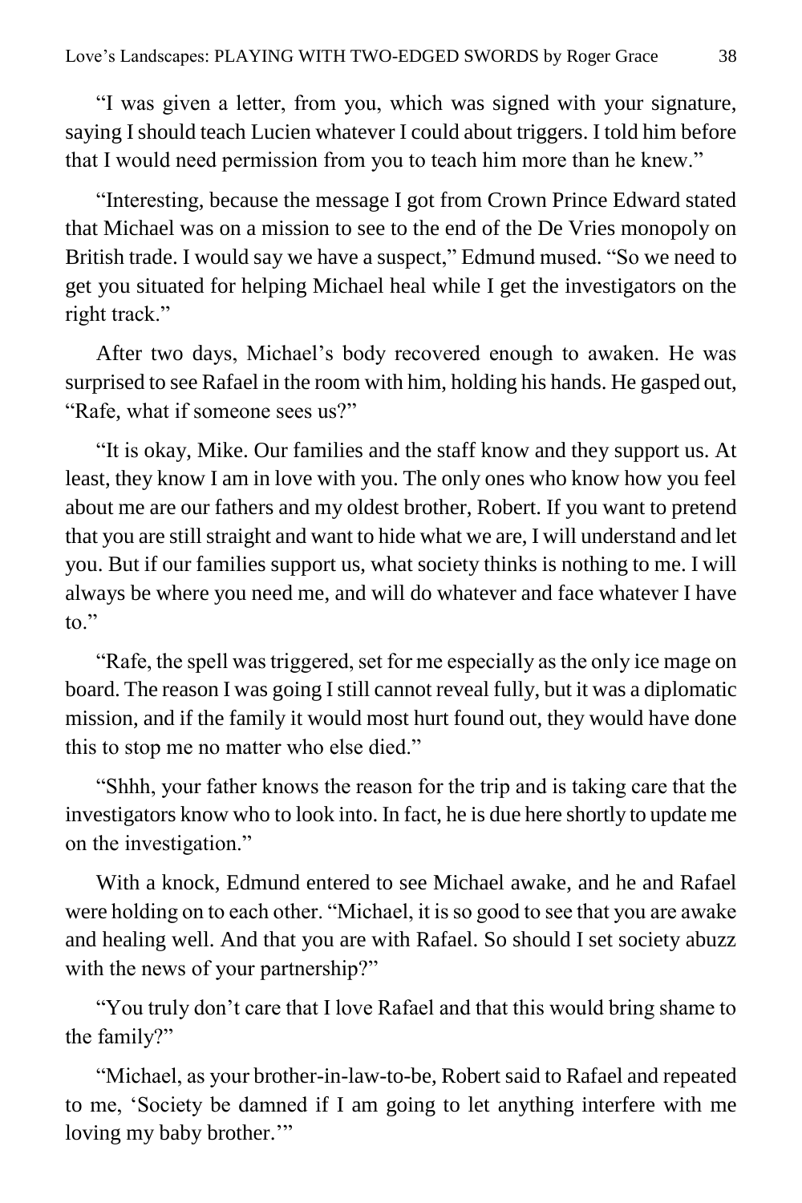"I was given a letter, from you, which was signed with your signature, saying I should teach Lucien whatever I could about triggers. I told him before that I would need permission from you to teach him more than he knew."

"Interesting, because the message I got from Crown Prince Edward stated that Michael was on a mission to see to the end of the De Vries monopoly on British trade. I would say we have a suspect," Edmund mused. "So we need to get you situated for helping Michael heal while I get the investigators on the right track."

After two days, Michael's body recovered enough to awaken. He was surprised to see Rafael in the room with him, holding his hands. He gasped out, "Rafe, what if someone sees us?"

"It is okay, Mike. Our families and the staff know and they support us. At least, they know I am in love with you. The only ones who know how you feel about me are our fathers and my oldest brother, Robert. If you want to pretend that you are still straight and want to hide what we are, I will understand and let you. But if our families support us, what society thinks is nothing to me. I will always be where you need me, and will do whatever and face whatever I have to."

"Rafe, the spell was triggered, set for me especially as the only ice mage on board. The reason I was going I still cannot reveal fully, but it was a diplomatic mission, and if the family it would most hurt found out, they would have done this to stop me no matter who else died."

"Shhh, your father knows the reason for the trip and is taking care that the investigators know who to look into. In fact, he is due here shortly to update me on the investigation."

With a knock, Edmund entered to see Michael awake, and he and Rafael were holding on to each other. "Michael, it is so good to see that you are awake and healing well. And that you are with Rafael. So should I set society abuzz with the news of your partnership?"

"You truly don't care that I love Rafael and that this would bring shame to the family?"

"Michael, as your brother-in-law-to-be, Robert said to Rafael and repeated to me, 'Society be damned if I am going to let anything interfere with me loving my baby brother.'"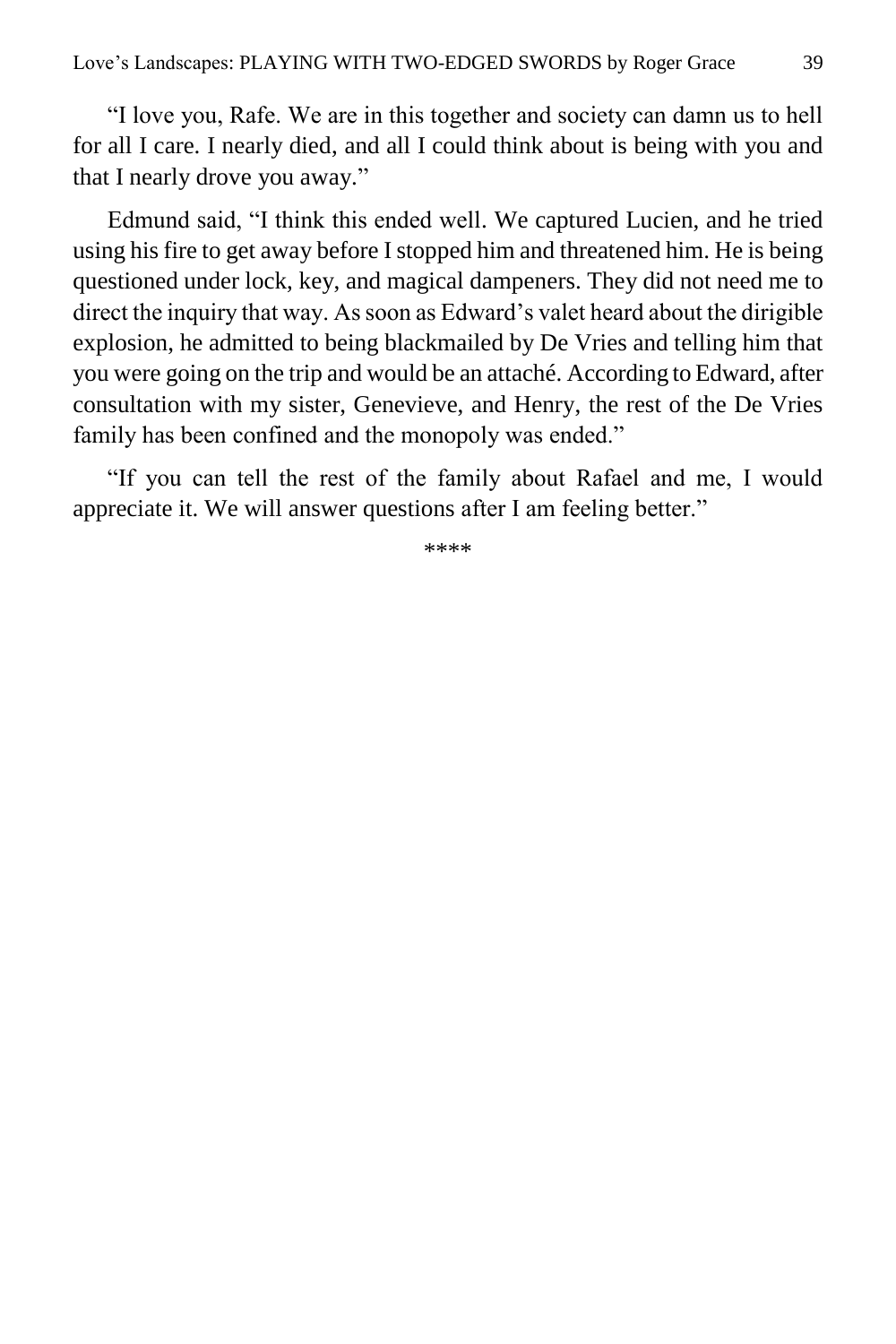"I love you, Rafe. We are in this together and society can damn us to hell for all I care. I nearly died, and all I could think about is being with you and that I nearly drove you away."

Edmund said, "I think this ended well. We captured Lucien, and he tried using his fire to get away before I stopped him and threatened him. He is being questioned under lock, key, and magical dampeners. They did not need me to direct the inquiry that way. As soon as Edward's valet heard about the dirigible explosion, he admitted to being blackmailed by De Vries and telling him that you were going on the trip and would be an attaché. According to Edward, after consultation with my sister, Genevieve, and Henry, the rest of the De Vries family has been confined and the monopoly was ended."

"If you can tell the rest of the family about Rafael and me, I would appreciate it. We will answer questions after I am feeling better."

****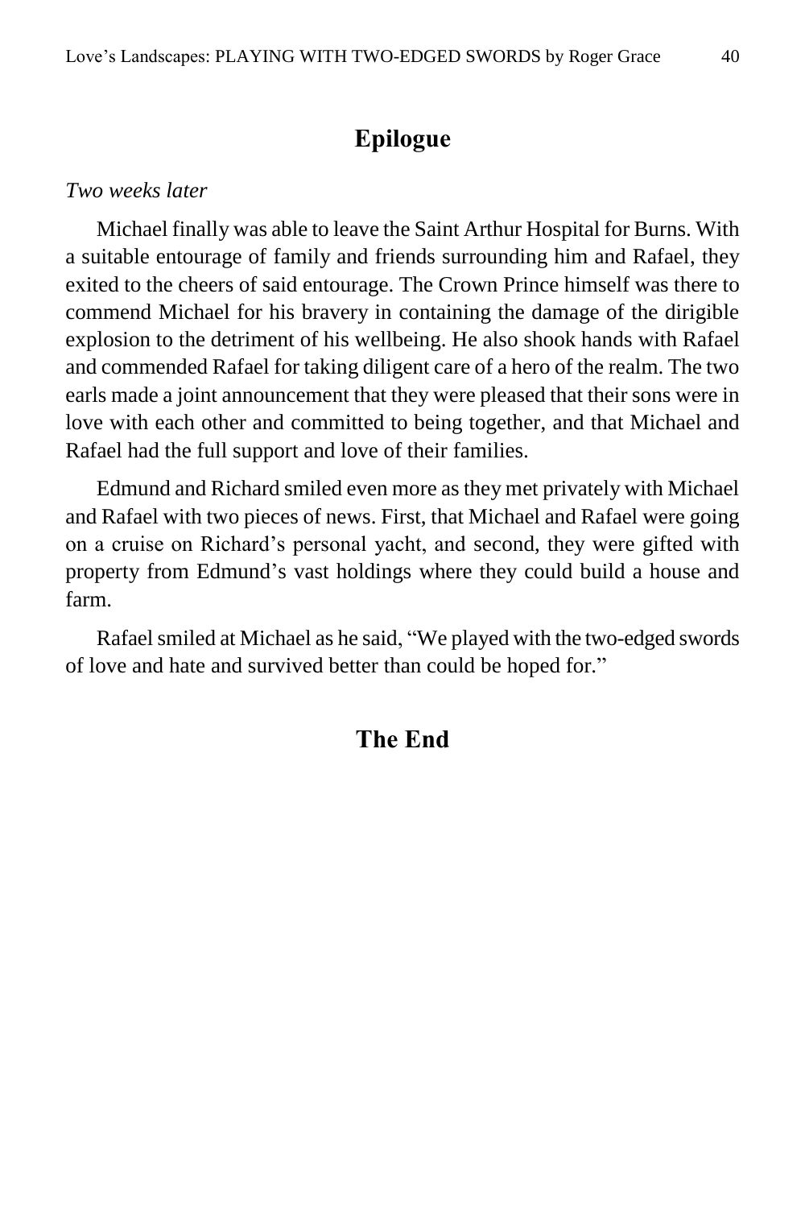## Epilogue

*Two weeks later*

Michael finally was able to leave the Saint Arthur Hospital for Burns. With a suitable entourage of family and friends surrounding him and Rafael, they exited to the cheers of said entourage. The Crown Prince himself was there to commend Michael for his bravery in containing the damage of the dirigible explosion to the detriment of his wellbeing. He also shook hands with Rafael and commended Rafael for taking diligent care of a hero of the realm. The two earls made a joint announcement that they were pleased that their sons were in love with each other and committed to being together, and that Michael and Rafael had the full support and love of their families.

Edmund and Richard smiled even more as they met privately with Michael and Rafael with two pieces of news. First, that Michael and Rafael were going on a cruise on Richard's personal yacht, and second, they were gifted with property from Edmund's vast holdings where they could build a house and farm.

Rafael smiled at Michael as he said, "We played with the two-edged swords of love and hate and survived better than could be hoped for."

## The End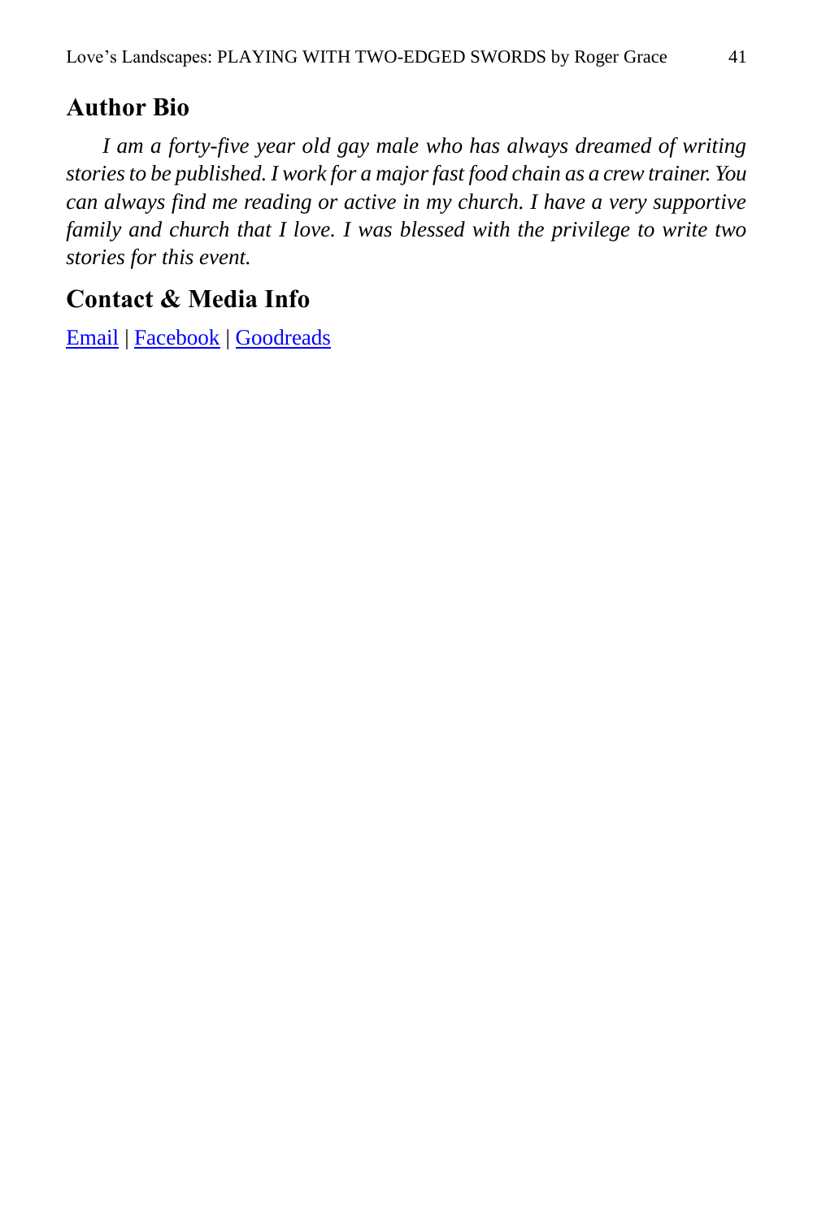## Author Bio

*I am a forty-five year old gay male who has always dreamed of writing stories to be published. I work for a major fast food chain as a crew trainer. You can always find me reading or active in my church. I have a very supportive family and church that I love. I was blessed with the privilege to write two stories for this event.*

## Contact & Media Info

Email | Facebook | Goodreads